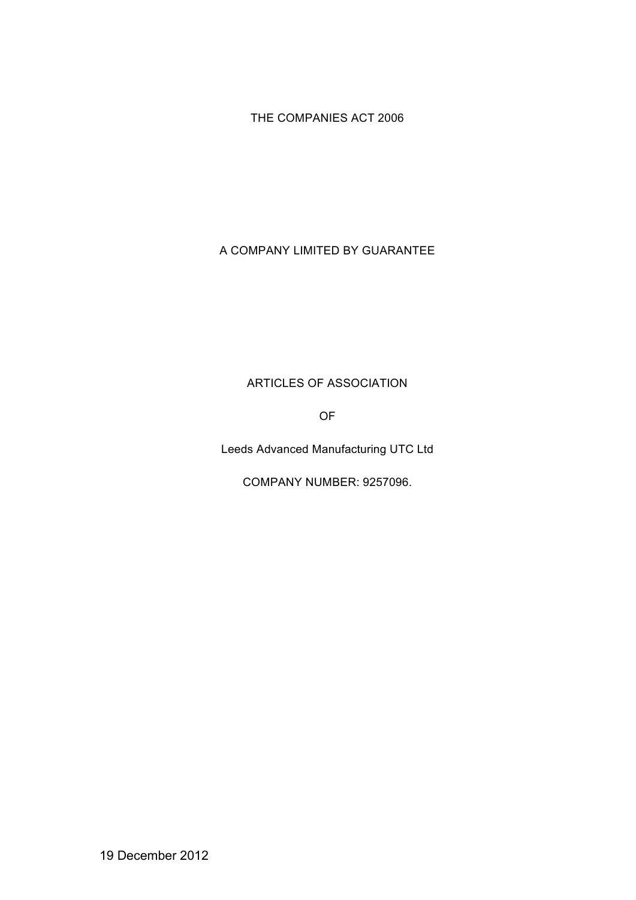THE COMPANIES ACT 2006

A COMPANY LIMITED BY GUARANTEE

# ARTICLES OF ASSOCIATION

OF

Leeds Advanced Manufacturing UTC Ltd

COMPANY NUMBER: 9257096.

19 December 2012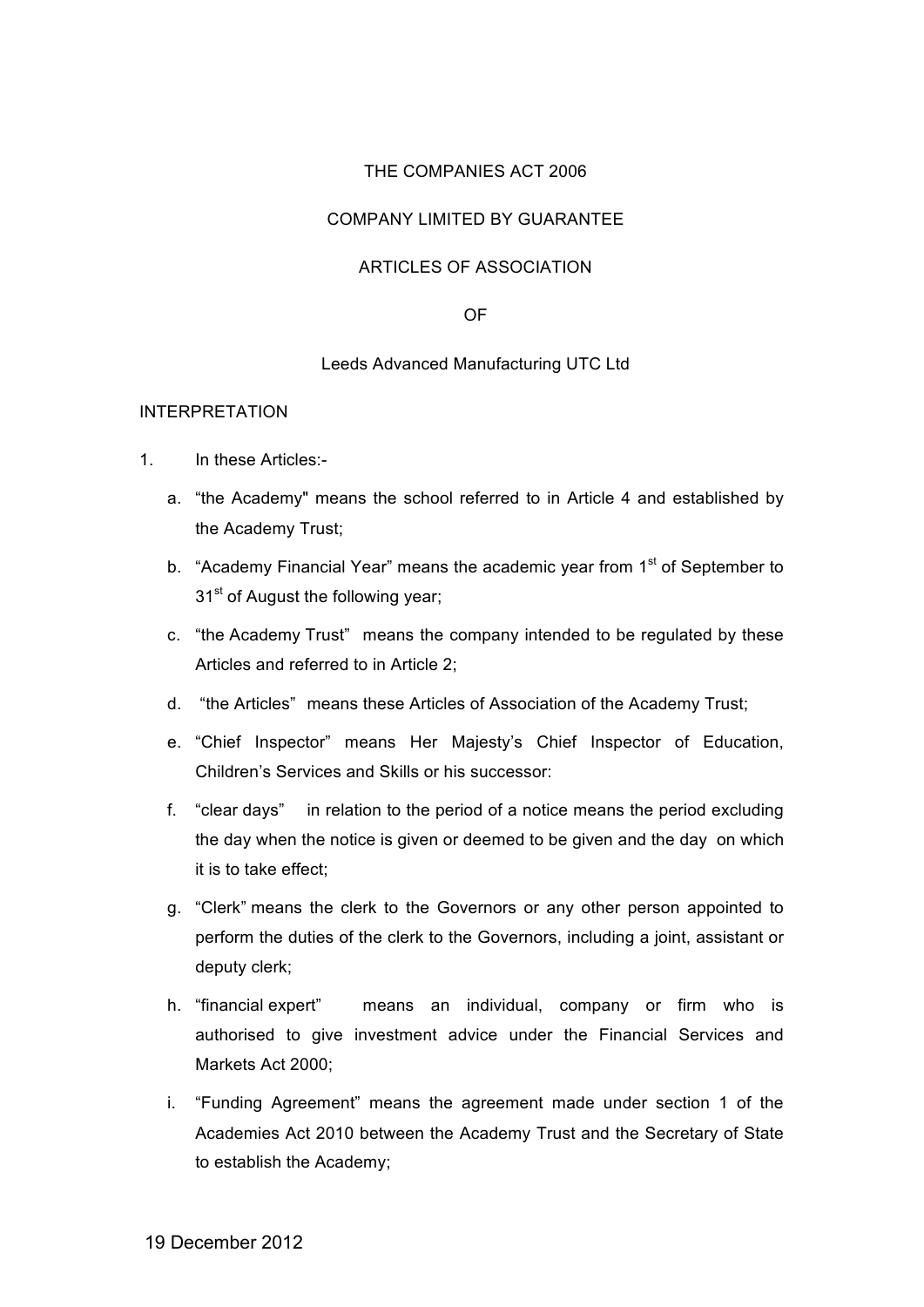THE COMPANIES ACT 2006

COMPANY LIMITED BY GUARANTEE

ARTICLES OF ASSOCIATION

OF

Leeds Advanced Manufacturing UTC Ltd

INTERPRETATION

1. In these Articles:-

   a. "the Academy" means the school referred to in Article 4 and established by the Academy Trust;

   b. "Academy Financial Year" means the academic year from 1st of September to 31st of August the following year;

   c. "the Academy Trust" means the company intended to be regulated by these Articles and referred to in Article 2;

   d. "the Articles" means these Articles of Association of the Academy Trust;

   e. "Chief Inspector" means Her Majesty's Chief Inspector of Education, Children's Services and Skills or his successor:

   f. "clear days" in relation to the period of a notice means the period excluding the day when the notice is given or deemed to be given and the day on which it is to take effect;

   g. "Clerk" means the clerk to the Governors or any other person appointed to perform the duties of the clerk to the Governors, including a joint, assistant or deputy clerk;

   h. "financial expert" means an individual, company or firm who is authorised to give investment advice under the Financial Services and Markets Act 2000;

   i. "Funding Agreement" means the agreement made under section 1 of the Academies Act 2010 between the Academy Trust and the Secretary of State to establish the Academy;

19 December 2012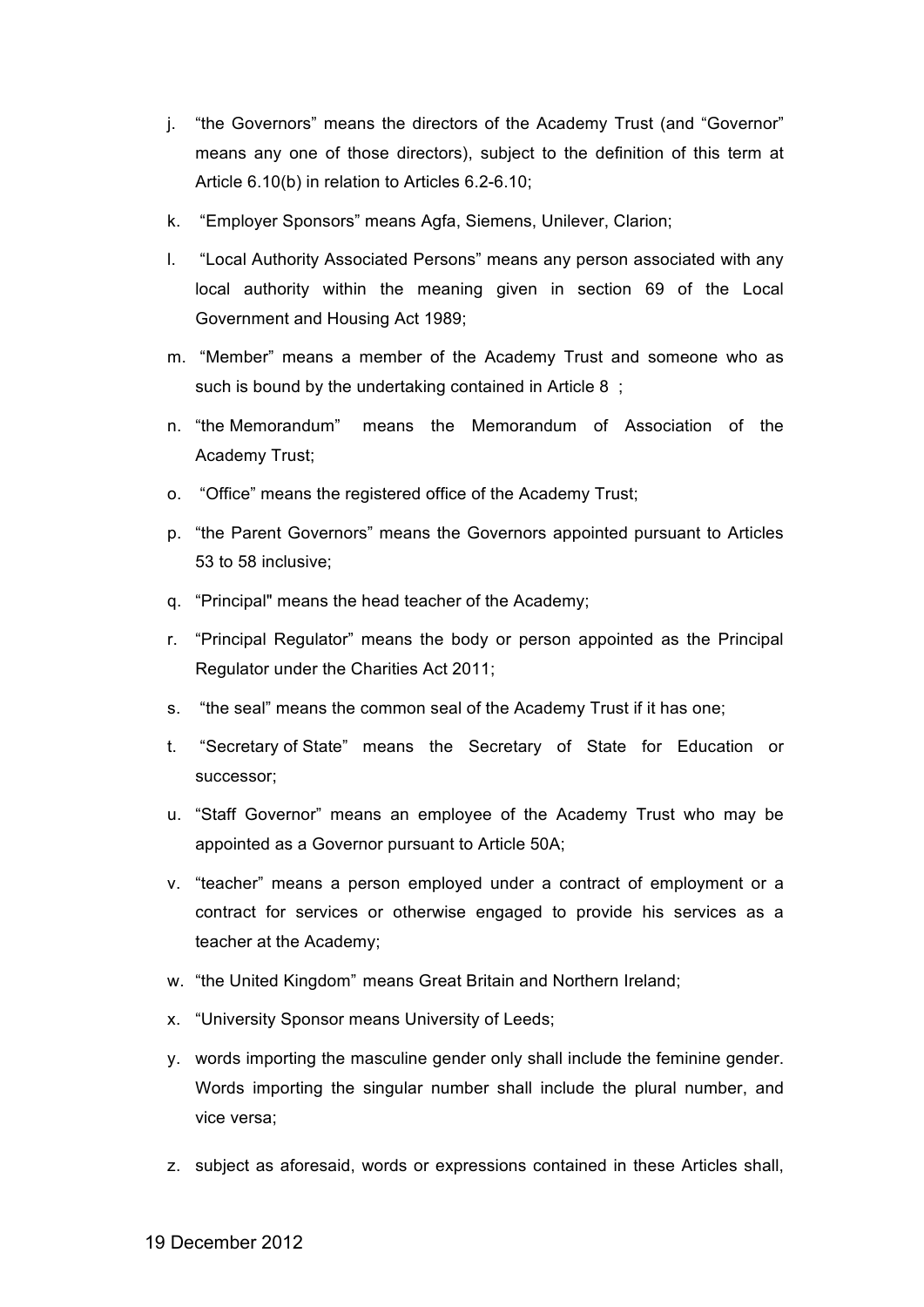j. "the Governors" means the directors of the Academy Trust (and "Governor" means any one of those directors), subject to the definition of this term at Article 6.10(b) in relation to Articles 6.2-6.10;

k. "Employer Sponsors" means Agfa, Siemens, Unilever, Clarion;

l. "Local Authority Associated Persons" means any person associated with any local authority within the meaning given in section 69 of the Local Government and Housing Act 1989;

m. "Member" means a member of the Academy Trust and someone who as such is bound by the undertaking contained in Article 8 ;

n. "the Memorandum" means the Memorandum of Association of the Academy Trust;

o. "Office" means the registered office of the Academy Trust;

p. "the Parent Governors" means the Governors appointed pursuant to Articles 53 to 58 inclusive;

q. "Principal" means the head teacher of the Academy;

r. "Principal Regulator" means the body or person appointed as the Principal Regulator under the Charities Act 2011;

s. "the seal" means the common seal of the Academy Trust if it has one;

t. "Secretary of State" means the Secretary of State for Education or successor;

u. "Staff Governor" means an employee of the Academy Trust who may be appointed as a Governor pursuant to Article 50A;

v. "teacher" means a person employed under a contract of employment or a contract for services or otherwise engaged to provide his services as a teacher at the Academy;

w. "the United Kingdom" means Great Britain and Northern Ireland;

x. "University Sponsor means University of Leeds;

y. words importing the masculine gender only shall include the feminine gender. Words importing the singular number shall include the plural number, and vice versa;

z. subject as aforesaid, words or expressions contained in these Articles shall,

19 December 2012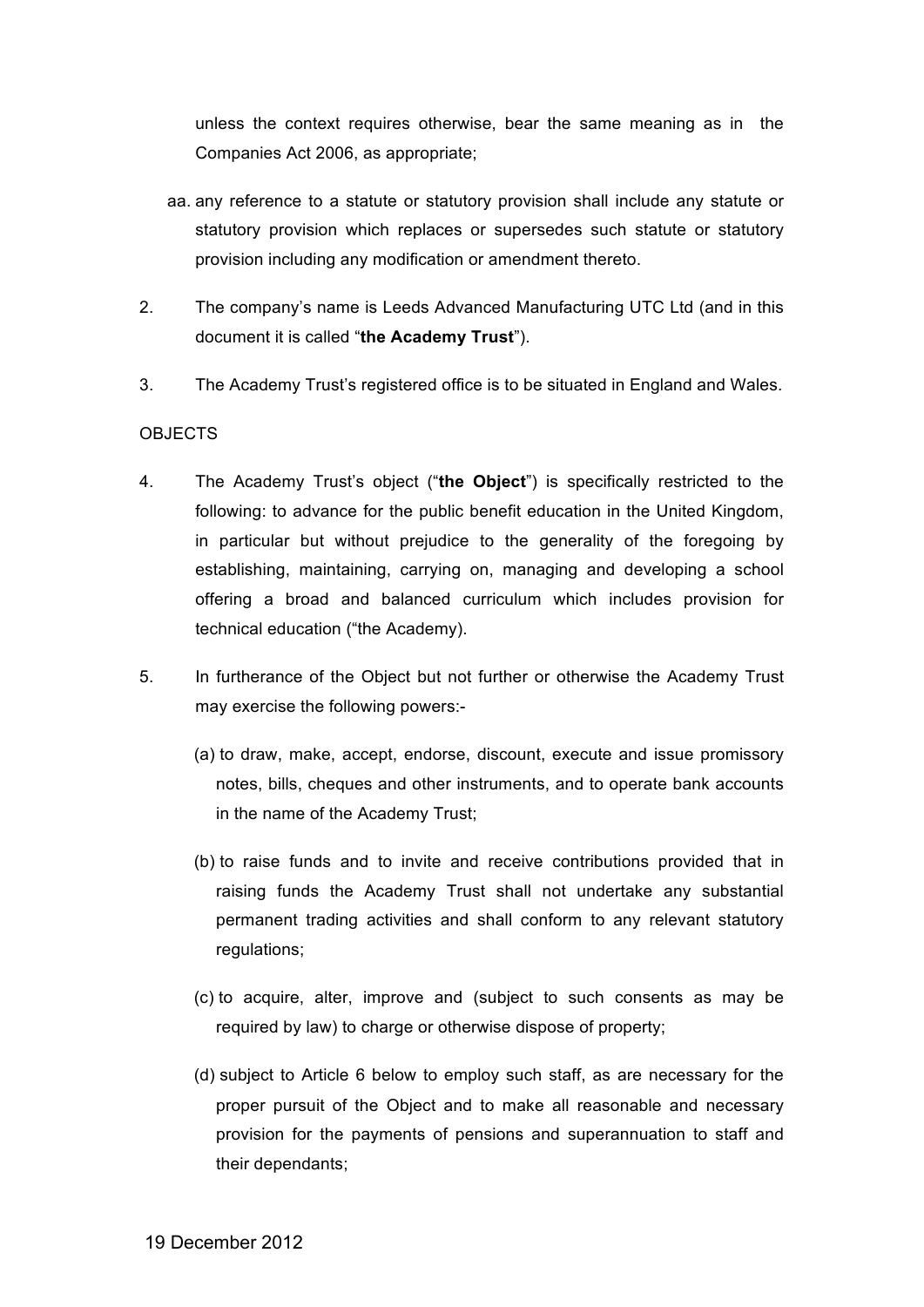unless the context requires otherwise, bear the same meaning as in the Companies Act 2006, as appropriate;

aa. any reference to a statute or statutory provision shall include any statute or statutory provision which replaces or supersedes such statute or statutory provision including any modification or amendment thereto.

2. The company's name is Leeds Advanced Manufacturing UTC Ltd (and in this document it is called "**the Academy Trust**").

3. The Academy Trust's registered office is to be situated in England and Wales.

OBJECTS

4. The Academy Trust's object ("**the Object**") is specifically restricted to the following: to advance for the public benefit education in the United Kingdom, in particular but without prejudice to the generality of the foregoing by establishing, maintaining, carrying on, managing and developing a school offering a broad and balanced curriculum which includes provision for technical education ("the Academy).

5. In furtherance of the Object but not further or otherwise the Academy Trust may exercise the following powers:-

   (a) to draw, make, accept, endorse, discount, execute and issue promissory notes, bills, cheques and other instruments, and to operate bank accounts in the name of the Academy Trust;

   (b) to raise funds and to invite and receive contributions provided that in raising funds the Academy Trust shall not undertake any substantial permanent trading activities and shall conform to any relevant statutory regulations;

   (c) to acquire, alter, improve and (subject to such consents as may be required by law) to charge or otherwise dispose of property;

   (d) subject to Article 6 below to employ such staff, as are necessary for the proper pursuit of the Object and to make all reasonable and necessary provision for the payments of pensions and superannuation to staff and their dependants;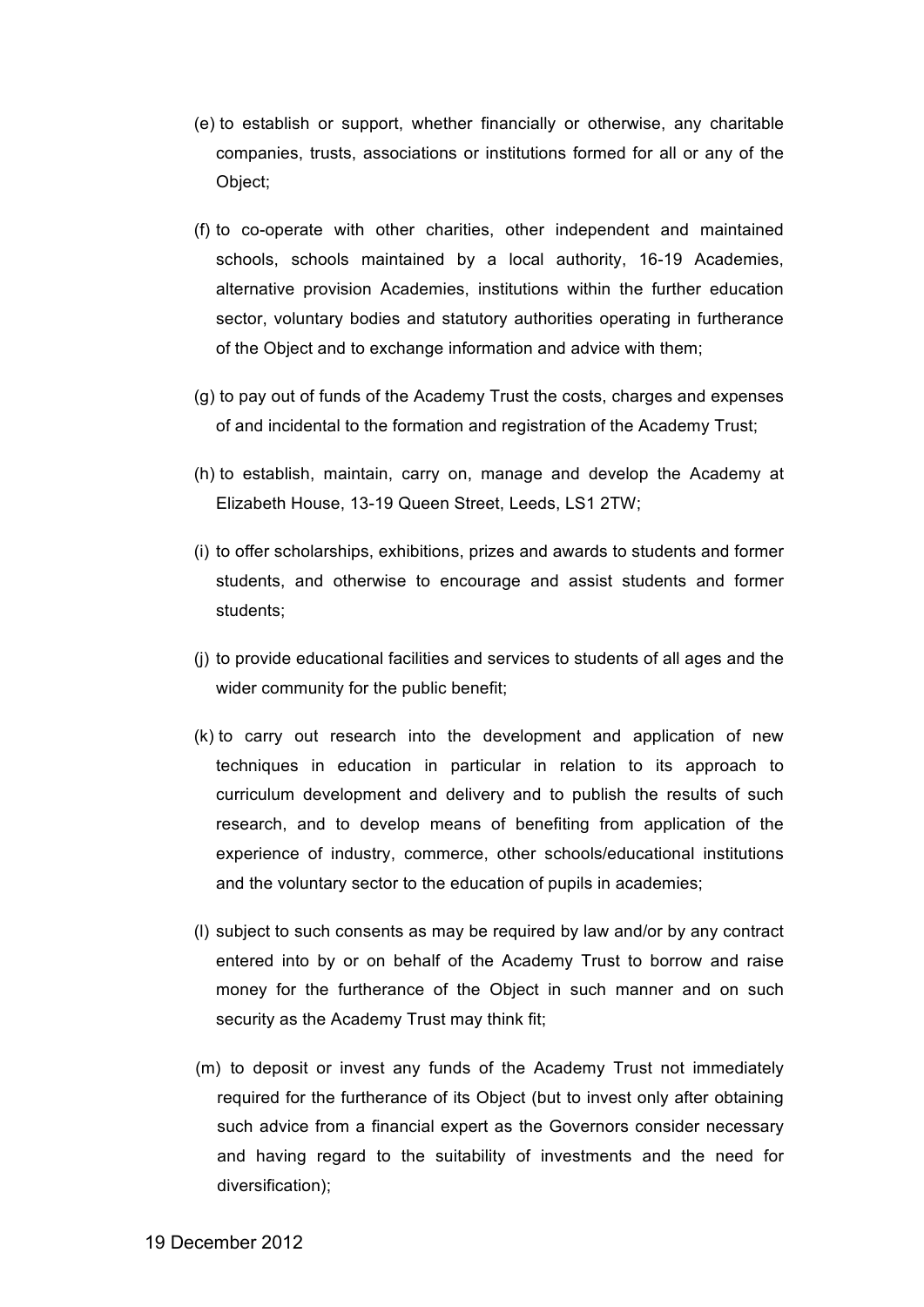(e) to establish or support, whether financially or otherwise, any charitable companies, trusts, associations or institutions formed for all or any of the Object;

(f) to co-operate with other charities, other independent and maintained schools, schools maintained by a local authority, 16-19 Academies, alternative provision Academies, institutions within the further education sector, voluntary bodies and statutory authorities operating in furtherance of the Object and to exchange information and advice with them;

(g) to pay out of funds of the Academy Trust the costs, charges and expenses of and incidental to the formation and registration of the Academy Trust;

(h) to establish, maintain, carry on, manage and develop the Academy at Elizabeth House, 13-19 Queen Street, Leeds, LS1 2TW;

(i) to offer scholarships, exhibitions, prizes and awards to students and former students, and otherwise to encourage and assist students and former students;

(j) to provide educational facilities and services to students of all ages and the wider community for the public benefit;

(k) to carry out research into the development and application of new techniques in education in particular in relation to its approach to curriculum development and delivery and to publish the results of such research, and to develop means of benefiting from application of the experience of industry, commerce, other schools/educational institutions and the voluntary sector to the education of pupils in academies;

(l) subject to such consents as may be required by law and/or by any contract entered into by or on behalf of the Academy Trust to borrow and raise money for the furtherance of the Object in such manner and on such security as the Academy Trust may think fit;

(m) to deposit or invest any funds of the Academy Trust not immediately required for the furtherance of its Object (but to invest only after obtaining such advice from a financial expert as the Governors consider necessary and having regard to the suitability of investments and the need for diversification);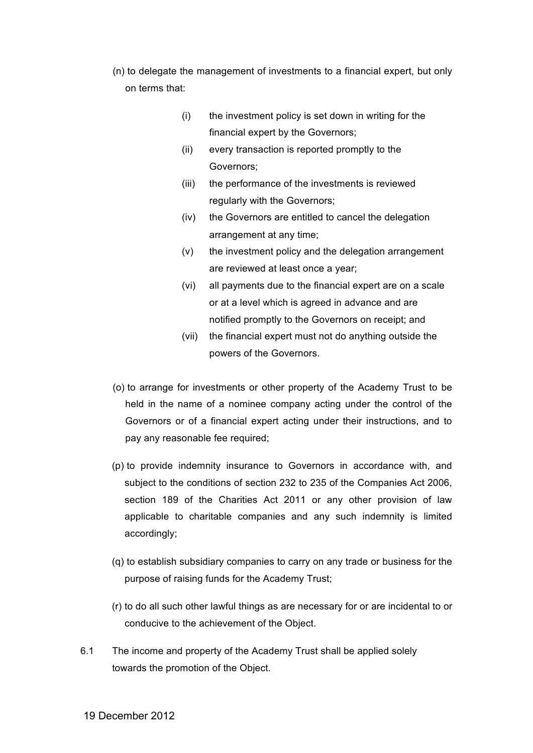(n) to delegate the management of investments to a financial expert, but only on terms that:

   (i) the investment policy is set down in writing for the financial expert by the Governors;
   (ii) every transaction is reported promptly to the Governors;
   (iii) the performance of the investments is reviewed regularly with the Governors;
   (iv) the Governors are entitled to cancel the delegation arrangement at any time;
   (v) the investment policy and the delegation arrangement are reviewed at least once a year;
   (vi) all payments due to the financial expert are on a scale or at a level which is agreed in advance and are notified promptly to the Governors on receipt; and
   (vii) the financial expert must not do anything outside the powers of the Governors.

(o) to arrange for investments or other property of the Academy Trust to be held in the name of a nominee company acting under the control of the Governors or of a financial expert acting under their instructions, and to pay any reasonable fee required;

(p) to provide indemnity insurance to Governors in accordance with, and subject to the conditions of section 232 to 235 of the Companies Act 2006, section 189 of the Charities Act 2011 or any other provision of law applicable to charitable companies and any such indemnity is limited accordingly;

(q) to establish subsidiary companies to carry on any trade or business for the purpose of raising funds for the Academy Trust;

(r) to do all such other lawful things as are necessary for or are incidental to or conducive to the achievement of the Object.

6.1 The income and property of the Academy Trust shall be applied solely towards the promotion of the Object.

19 December 2012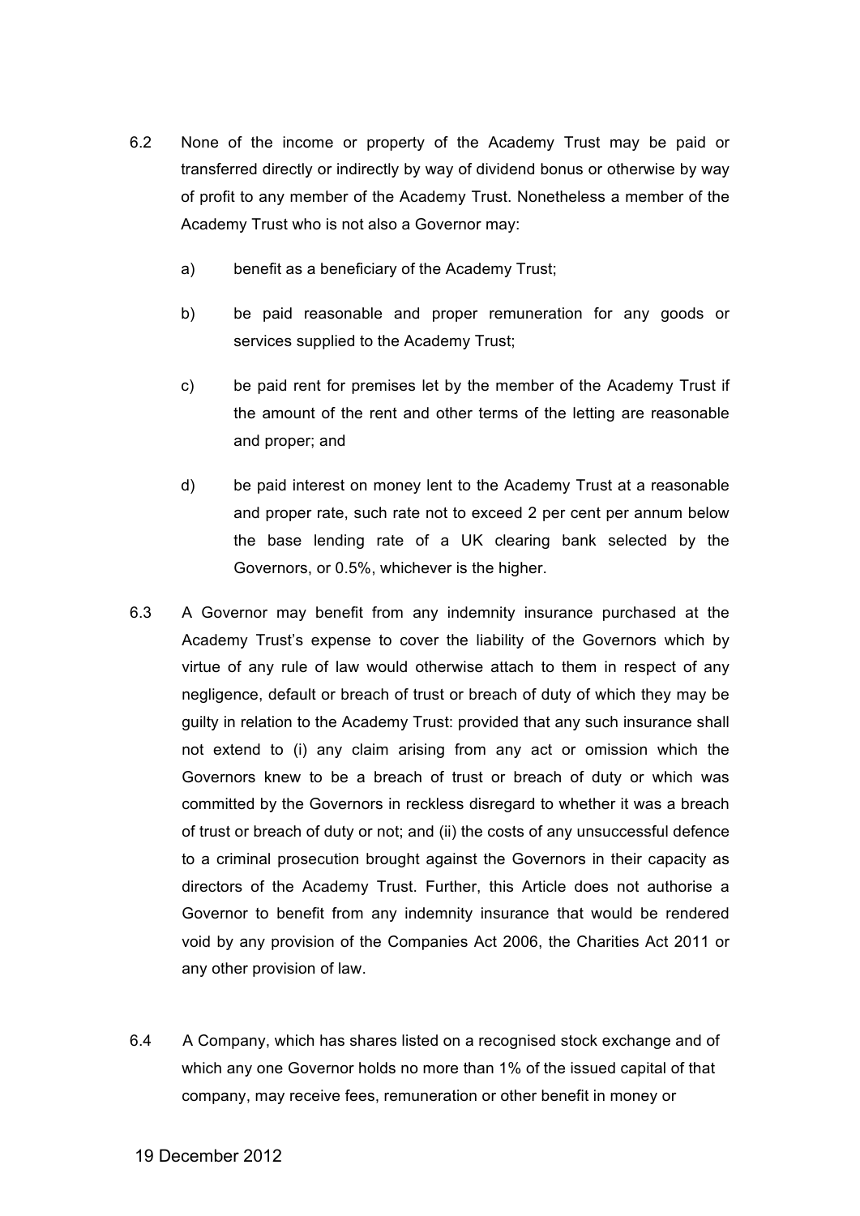6.2 None of the income or property of the Academy Trust may be paid or transferred directly or indirectly by way of dividend bonus or otherwise by way of profit to any member of the Academy Trust. Nonetheless a member of the Academy Trust who is not also a Governor may:

a) benefit as a beneficiary of the Academy Trust;

b) be paid reasonable and proper remuneration for any goods or services supplied to the Academy Trust;

c) be paid rent for premises let by the member of the Academy Trust if the amount of the rent and other terms of the letting are reasonable and proper; and

d) be paid interest on money lent to the Academy Trust at a reasonable and proper rate, such rate not to exceed 2 per cent per annum below the base lending rate of a UK clearing bank selected by the Governors, or 0.5%, whichever is the higher.

6.3 A Governor may benefit from any indemnity insurance purchased at the Academy Trust's expense to cover the liability of the Governors which by virtue of any rule of law would otherwise attach to them in respect of any negligence, default or breach of trust or breach of duty of which they may be guilty in relation to the Academy Trust: provided that any such insurance shall not extend to (i) any claim arising from any act or omission which the Governors knew to be a breach of trust or breach of duty or which was committed by the Governors in reckless disregard to whether it was a breach of trust or breach of duty or not; and (ii) the costs of any unsuccessful defence to a criminal prosecution brought against the Governors in their capacity as directors of the Academy Trust. Further, this Article does not authorise a Governor to benefit from any indemnity insurance that would be rendered void by any provision of the Companies Act 2006, the Charities Act 2011 or any other provision of law.

6.4 A Company, which has shares listed on a recognised stock exchange and of which any one Governor holds no more than 1% of the issued capital of that company, may receive fees, remuneration or other benefit in money or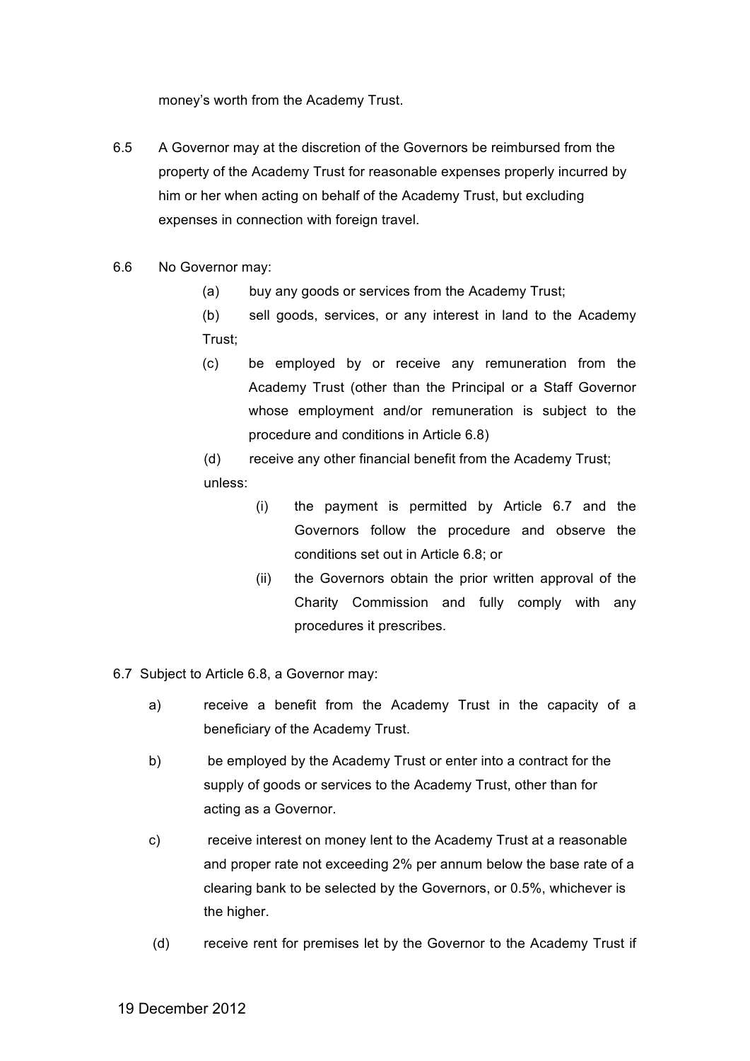money's worth from the Academy Trust.

6.5 A Governor may at the discretion of the Governors be reimbursed from the property of the Academy Trust for reasonable expenses properly incurred by him or her when acting on behalf of the Academy Trust, but excluding expenses in connection with foreign travel.

6.6 No Governor may:

(a) buy any goods or services from the Academy Trust;

(b) sell goods, services, or any interest in land to the Academy Trust;

(c) be employed by or receive any remuneration from the Academy Trust (other than the Principal or a Staff Governor whose employment and/or remuneration is subject to the procedure and conditions in Article 6.8)

(d) receive any other financial benefit from the Academy Trust;

unless:

(i) the payment is permitted by Article 6.7 and the Governors follow the procedure and observe the conditions set out in Article 6.8; or

(ii) the Governors obtain the prior written approval of the Charity Commission and fully comply with any procedures it prescribes.

6.7 Subject to Article 6.8, a Governor may:

a) receive a benefit from the Academy Trust in the capacity of a beneficiary of the Academy Trust.

b) be employed by the Academy Trust or enter into a contract for the supply of goods or services to the Academy Trust, other than for acting as a Governor.

c) receive interest on money lent to the Academy Trust at a reasonable and proper rate not exceeding 2% per annum below the base rate of a clearing bank to be selected by the Governors, or 0.5%, whichever is the higher.

(d) receive rent for premises let by the Governor to the Academy Trust if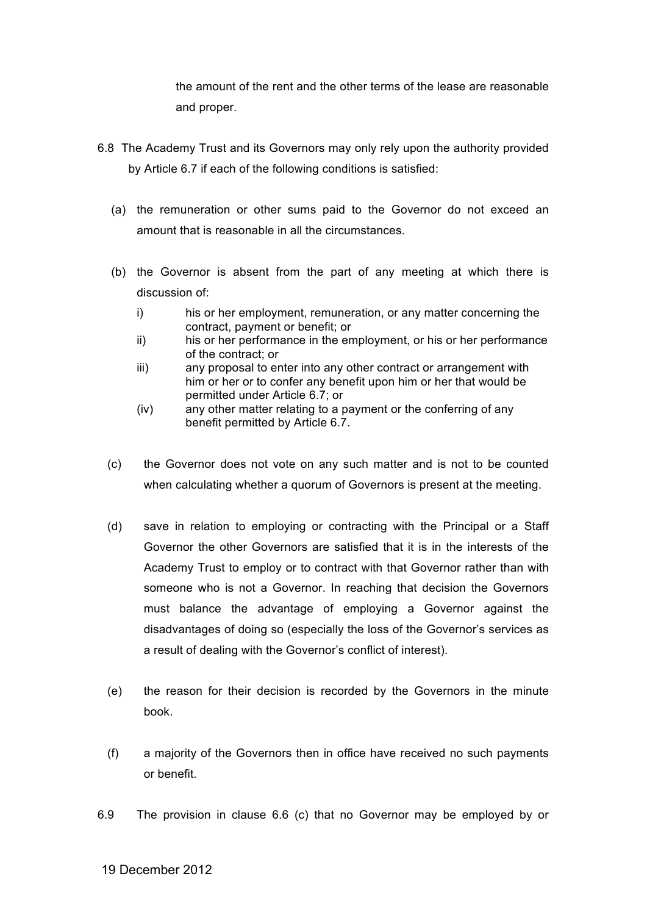the amount of the rent and the other terms of the lease are reasonable and proper.

6.8 The Academy Trust and its Governors may only rely upon the authority provided by Article 6.7 if each of the following conditions is satisfied:

(a) the remuneration or other sums paid to the Governor do not exceed an amount that is reasonable in all the circumstances.

(b) the Governor is absent from the part of any meeting at which there is discussion of:

- i) his or her employment, remuneration, or any matter concerning the contract, payment or benefit; or
- ii) his or her performance in the employment, or his or her performance of the contract; or
- iii) any proposal to enter into any other contract or arrangement with him or her or to confer any benefit upon him or her that would be permitted under Article 6.7; or
- (iv) any other matter relating to a payment or the conferring of any benefit permitted by Article 6.7.

(c) the Governor does not vote on any such matter and is not to be counted when calculating whether a quorum of Governors is present at the meeting.

(d) save in relation to employing or contracting with the Principal or a Staff Governor the other Governors are satisfied that it is in the interests of the Academy Trust to employ or to contract with that Governor rather than with someone who is not a Governor. In reaching that decision the Governors must balance the advantage of employing a Governor against the disadvantages of doing so (especially the loss of the Governor's services as a result of dealing with the Governor's conflict of interest).

(e) the reason for their decision is recorded by the Governors in the minute book.

(f) a majority of the Governors then in office have received no such payments or benefit.

6.9 The provision in clause 6.6 (c) that no Governor may be employed by or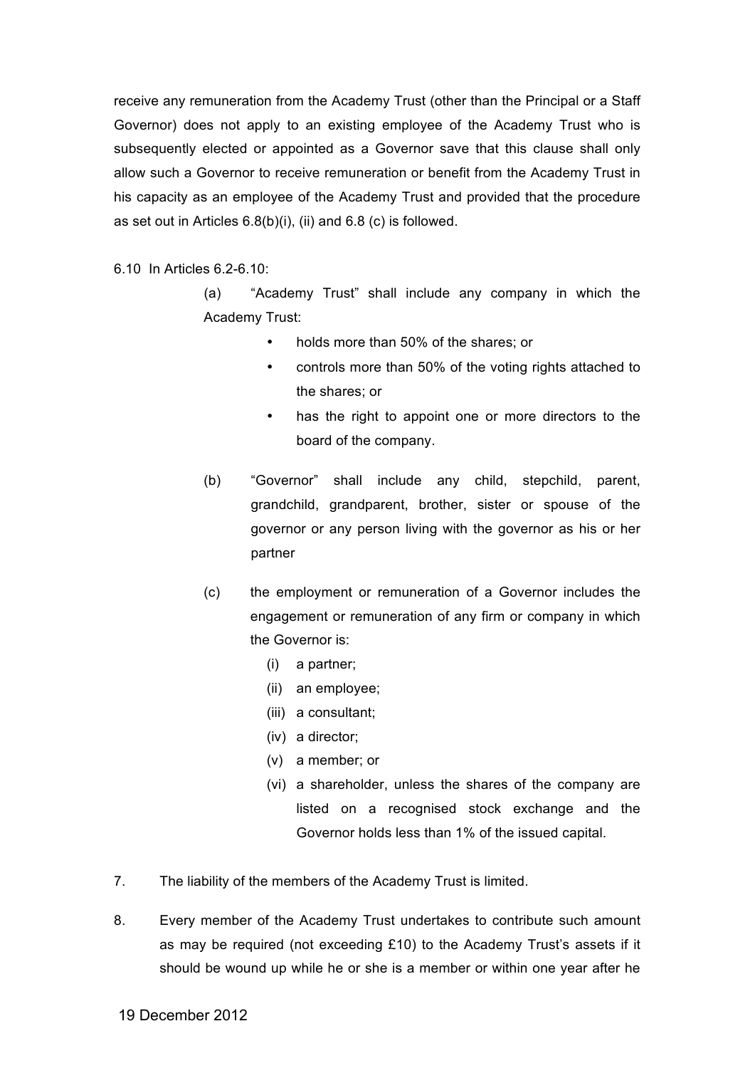receive any remuneration from the Academy Trust (other than the Principal or a Staff Governor) does not apply to an existing employee of the Academy Trust who is subsequently elected or appointed as a Governor save that this clause shall only allow such a Governor to receive remuneration or benefit from the Academy Trust in his capacity as an employee of the Academy Trust and provided that the procedure as set out in Articles 6.8(b)(i), (ii) and 6.8 (c) is followed.

6.10 In Articles 6.2-6.10:

(a) "Academy Trust" shall include any company in which the Academy Trust:

- holds more than 50% of the shares; or
- controls more than 50% of the voting rights attached to the shares; or
- has the right to appoint one or more directors to the board of the company.

(b) "Governor" shall include any child, stepchild, parent, grandchild, grandparent, brother, sister or spouse of the governor or any person living with the governor as his or her partner

(c) the employment or remuneration of a Governor includes the engagement or remuneration of any firm or company in which the Governor is:

(i) a partner;
(ii) an employee;
(iii) a consultant;
(iv) a director;
(v) a member; or
(vi) a shareholder, unless the shares of the company are listed on a recognised stock exchange and the Governor holds less than 1% of the issued capital.

7. The liability of the members of the Academy Trust is limited.

8. Every member of the Academy Trust undertakes to contribute such amount as may be required (not exceeding £10) to the Academy Trust's assets if it should be wound up while he or she is a member or within one year after he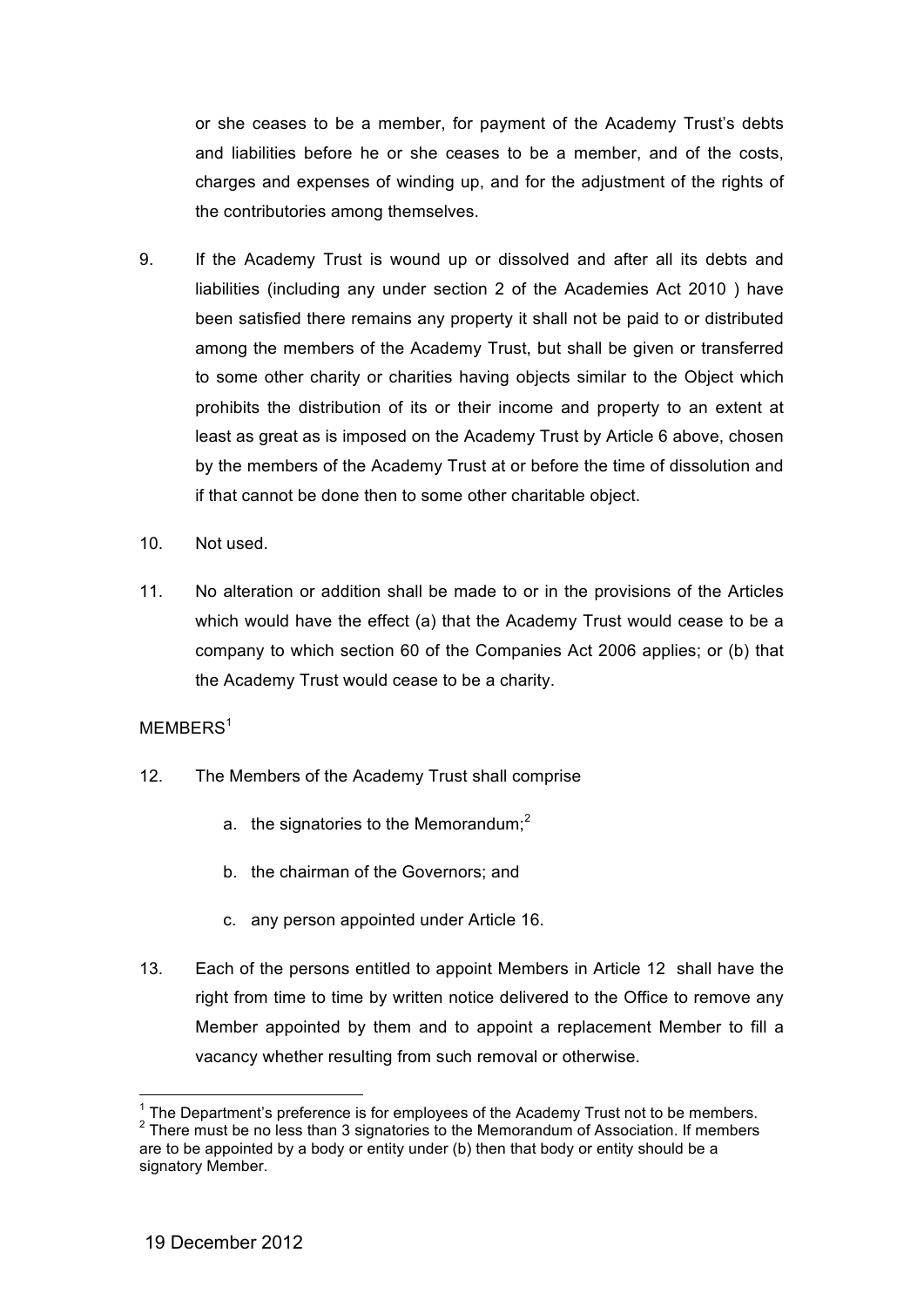or she ceases to be a member, for payment of the Academy Trust's debts and liabilities before he or she ceases to be a member, and of the costs, charges and expenses of winding up, and for the adjustment of the rights of the contributories among themselves.

9. If the Academy Trust is wound up or dissolved and after all its debts and liabilities (including any under section 2 of the Academies Act 2010 ) have been satisfied there remains any property it shall not be paid to or distributed among the members of the Academy Trust, but shall be given or transferred to some other charity or charities having objects similar to the Object which prohibits the distribution of its or their income and property to an extent at least as great as is imposed on the Academy Trust by Article 6 above, chosen by the members of the Academy Trust at or before the time of dissolution and if that cannot be done then to some other charitable object.

10. Not used.

11. No alteration or addition shall be made to or in the provisions of the Articles which would have the effect (a) that the Academy Trust would cease to be a company to which section 60 of the Companies Act 2006 applies; or (b) that the Academy Trust would cease to be a charity.

MEMBERS[1]

12. The Members of the Academy Trust shall comprise

    a. the signatories to the Memorandum;[2]

    b. the chairman of the Governors; and

    c. any person appointed under Article 16.

13. Each of the persons entitled to appoint Members in Article 12 shall have the right from time to time by written notice delivered to the Office to remove any Member appointed by them and to appoint a replacement Member to fill a vacancy whether resulting from such removal or otherwise.

---

[1] The Department's preference is for employees of the Academy Trust not to be members.
[2] There must be no less than 3 signatories to the Memorandum of Association. If members are to be appointed by a body or entity under (b) then that body or entity should be a signatory Member.

19 December 2012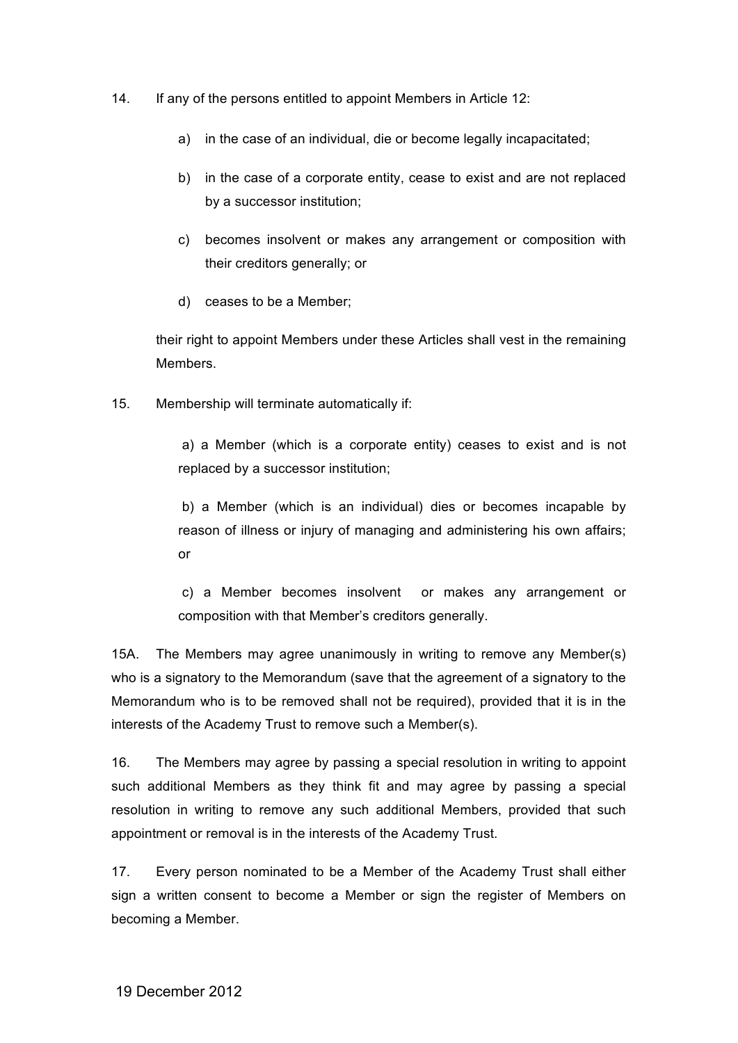14. If any of the persons entitled to appoint Members in Article 12:

    a) in the case of an individual, die or become legally incapacitated;

    b) in the case of a corporate entity, cease to exist and are not replaced by a successor institution;

    c) becomes insolvent or makes any arrangement or composition with their creditors generally; or

    d) ceases to be a Member;

    their right to appoint Members under these Articles shall vest in the remaining Members.

15. Membership will terminate automatically if:

    a) a Member (which is a corporate entity) ceases to exist and is not replaced by a successor institution;

    b) a Member (which is an individual) dies or becomes incapable by reason of illness or injury of managing and administering his own affairs; or

    c) a Member becomes insolvent or makes any arrangement or composition with that Member's creditors generally.

15A. The Members may agree unanimously in writing to remove any Member(s) who is a signatory to the Memorandum (save that the agreement of a signatory to the Memorandum who is to be removed shall not be required), provided that it is in the interests of the Academy Trust to remove such a Member(s).

16. The Members may agree by passing a special resolution in writing to appoint such additional Members as they think fit and may agree by passing a special resolution in writing to remove any such additional Members, provided that such appointment or removal is in the interests of the Academy Trust.

17. Every person nominated to be a Member of the Academy Trust shall either sign a written consent to become a Member or sign the register of Members on becoming a Member.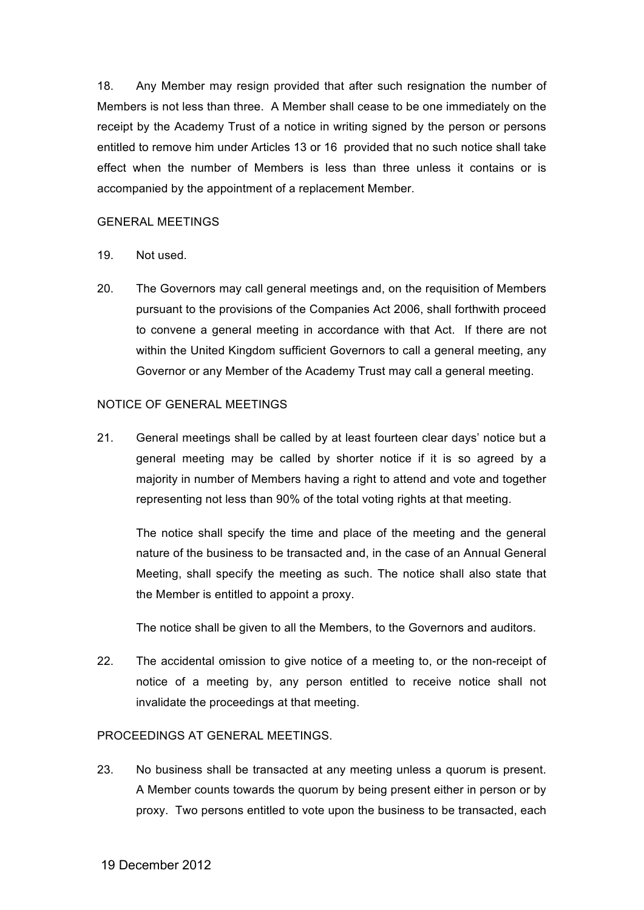18. Any Member may resign provided that after such resignation the number of Members is not less than three. A Member shall cease to be one immediately on the receipt by the Academy Trust of a notice in writing signed by the person or persons entitled to remove him under Articles 13 or 16 provided that no such notice shall take effect when the number of Members is less than three unless it contains or is accompanied by the appointment of a replacement Member.

GENERAL MEETINGS

19. Not used.

20. The Governors may call general meetings and, on the requisition of Members pursuant to the provisions of the Companies Act 2006, shall forthwith proceed to convene a general meeting in accordance with that Act. If there are not within the United Kingdom sufficient Governors to call a general meeting, any Governor or any Member of the Academy Trust may call a general meeting.

NOTICE OF GENERAL MEETINGS

21. General meetings shall be called by at least fourteen clear days' notice but a general meeting may be called by shorter notice if it is so agreed by a majority in number of Members having a right to attend and vote and together representing not less than 90% of the total voting rights at that meeting.

    The notice shall specify the time and place of the meeting and the general nature of the business to be transacted and, in the case of an Annual General Meeting, shall specify the meeting as such. The notice shall also state that the Member is entitled to appoint a proxy.

    The notice shall be given to all the Members, to the Governors and auditors.

22. The accidental omission to give notice of a meeting to, or the non-receipt of notice of a meeting by, any person entitled to receive notice shall not invalidate the proceedings at that meeting.

PROCEEDINGS AT GENERAL MEETINGS.

23. No business shall be transacted at any meeting unless a quorum is present. A Member counts towards the quorum by being present either in person or by proxy. Two persons entitled to vote upon the business to be transacted, each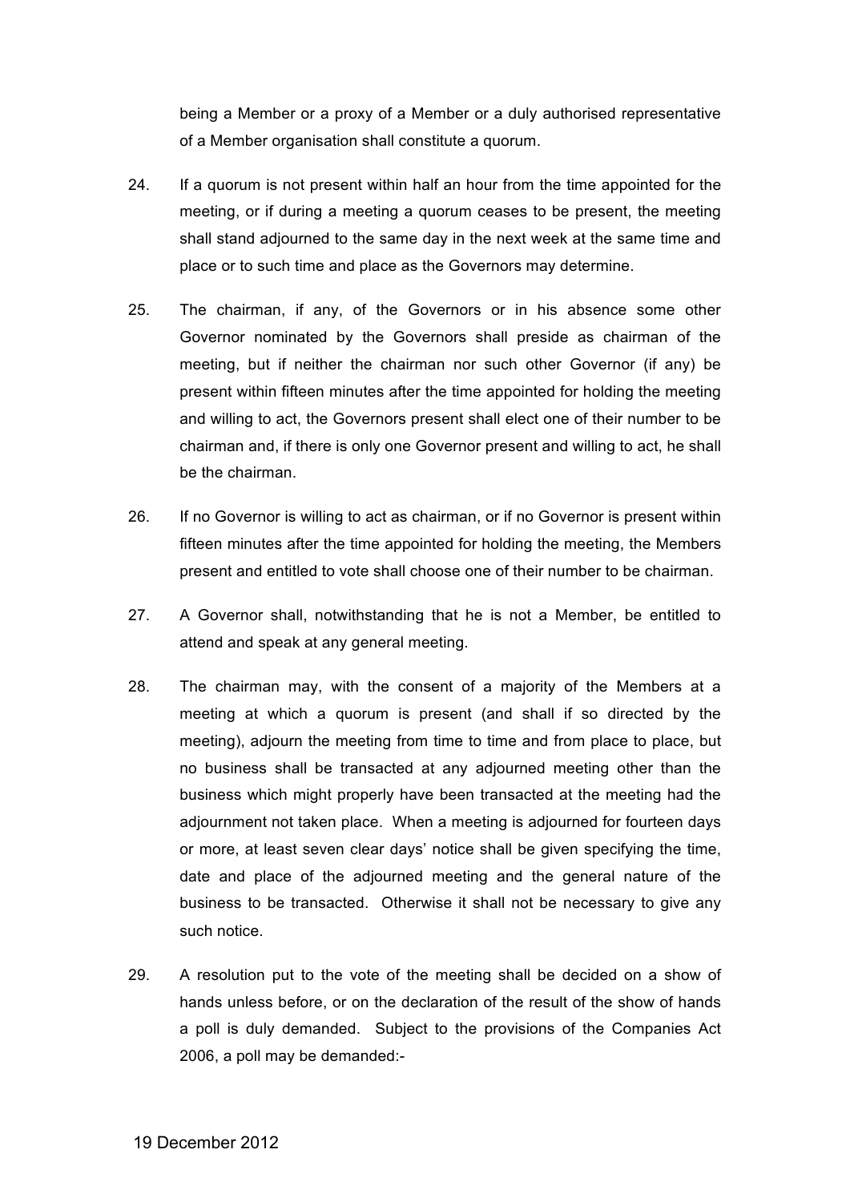being a Member or a proxy of a Member or a duly authorised representative of a Member organisation shall constitute a quorum.

24. If a quorum is not present within half an hour from the time appointed for the meeting, or if during a meeting a quorum ceases to be present, the meeting shall stand adjourned to the same day in the next week at the same time and place or to such time and place as the Governors may determine.

25. The chairman, if any, of the Governors or in his absence some other Governor nominated by the Governors shall preside as chairman of the meeting, but if neither the chairman nor such other Governor (if any) be present within fifteen minutes after the time appointed for holding the meeting and willing to act, the Governors present shall elect one of their number to be chairman and, if there is only one Governor present and willing to act, he shall be the chairman.

26. If no Governor is willing to act as chairman, or if no Governor is present within fifteen minutes after the time appointed for holding the meeting, the Members present and entitled to vote shall choose one of their number to be chairman.

27. A Governor shall, notwithstanding that he is not a Member, be entitled to attend and speak at any general meeting.

28. The chairman may, with the consent of a majority of the Members at a meeting at which a quorum is present (and shall if so directed by the meeting), adjourn the meeting from time to time and from place to place, but no business shall be transacted at any adjourned meeting other than the business which might properly have been transacted at the meeting had the adjournment not taken place. When a meeting is adjourned for fourteen days or more, at least seven clear days' notice shall be given specifying the time, date and place of the adjourned meeting and the general nature of the business to be transacted. Otherwise it shall not be necessary to give any such notice.

29. A resolution put to the vote of the meeting shall be decided on a show of hands unless before, or on the declaration of the result of the show of hands a poll is duly demanded. Subject to the provisions of the Companies Act 2006, a poll may be demanded:-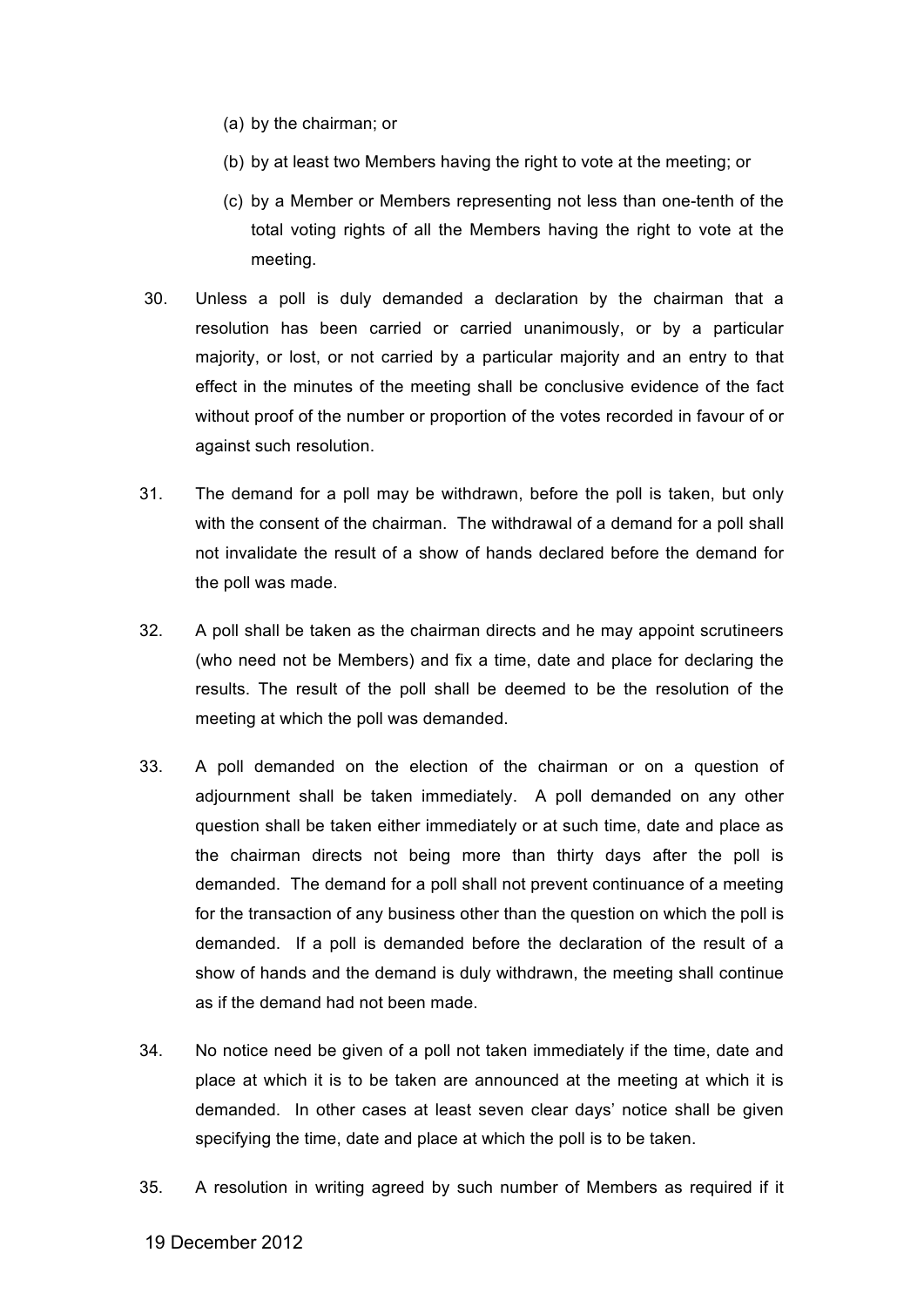(a) by the chairman; or

(b) by at least two Members having the right to vote at the meeting; or

(c) by a Member or Members representing not less than one-tenth of the total voting rights of all the Members having the right to vote at the meeting.

30. Unless a poll is duly demanded a declaration by the chairman that a resolution has been carried or carried unanimously, or by a particular majority, or lost, or not carried by a particular majority and an entry to that effect in the minutes of the meeting shall be conclusive evidence of the fact without proof of the number or proportion of the votes recorded in favour of or against such resolution.

31. The demand for a poll may be withdrawn, before the poll is taken, but only with the consent of the chairman. The withdrawal of a demand for a poll shall not invalidate the result of a show of hands declared before the demand for the poll was made.

32. A poll shall be taken as the chairman directs and he may appoint scrutineers (who need not be Members) and fix a time, date and place for declaring the results. The result of the poll shall be deemed to be the resolution of the meeting at which the poll was demanded.

33. A poll demanded on the election of the chairman or on a question of adjournment shall be taken immediately. A poll demanded on any other question shall be taken either immediately or at such time, date and place as the chairman directs not being more than thirty days after the poll is demanded. The demand for a poll shall not prevent continuance of a meeting for the transaction of any business other than the question on which the poll is demanded. If a poll is demanded before the declaration of the result of a show of hands and the demand is duly withdrawn, the meeting shall continue as if the demand had not been made.

34. No notice need be given of a poll not taken immediately if the time, date and place at which it is to be taken are announced at the meeting at which it is demanded. In other cases at least seven clear days' notice shall be given specifying the time, date and place at which the poll is to be taken.

35. A resolution in writing agreed by such number of Members as required if it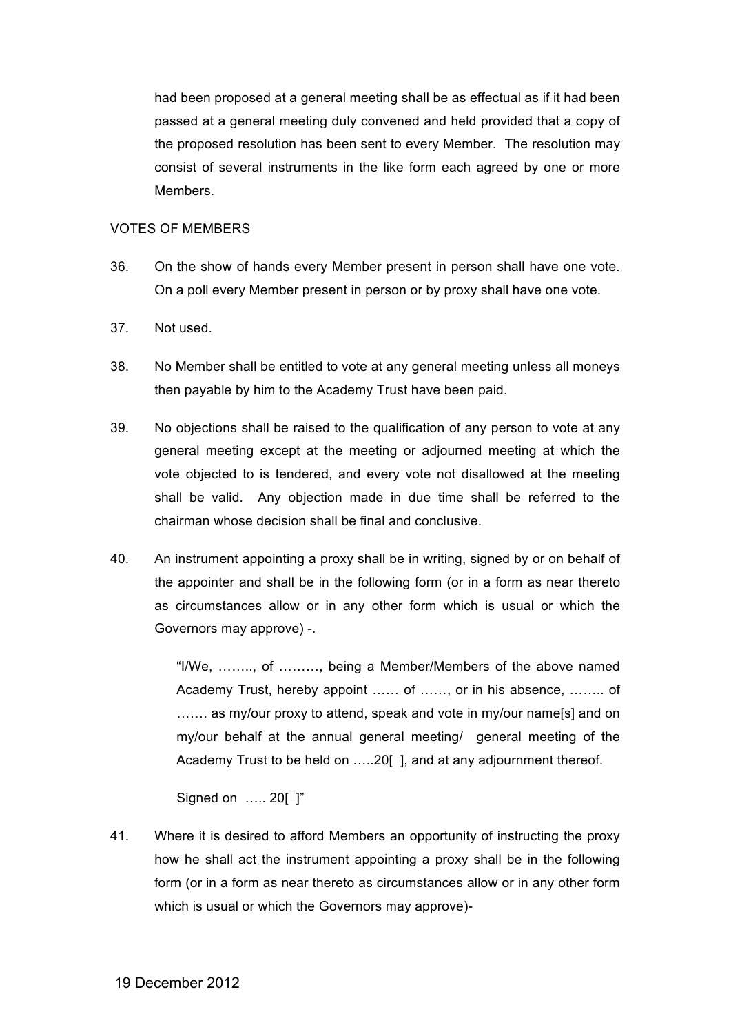had been proposed at a general meeting shall be as effectual as if it had been passed at a general meeting duly convened and held provided that a copy of the proposed resolution has been sent to every Member. The resolution may consist of several instruments in the like form each agreed by one or more Members.

VOTES OF MEMBERS

36. On the show of hands every Member present in person shall have one vote. On a poll every Member present in person or by proxy shall have one vote.

37. Not used.

38. No Member shall be entitled to vote at any general meeting unless all moneys then payable by him to the Academy Trust have been paid.

39. No objections shall be raised to the qualification of any person to vote at any general meeting except at the meeting or adjourned meeting at which the vote objected to is tendered, and every vote not disallowed at the meeting shall be valid. Any objection made in due time shall be referred to the chairman whose decision shall be final and conclusive.

40. An instrument appointing a proxy shall be in writing, signed by or on behalf of the appointer and shall be in the following form (or in a form as near thereto as circumstances allow or in any other form which is usual or which the Governors may approve) -.

> "I/We, …….., of ………, being a Member/Members of the above named Academy Trust, hereby appoint …… of ……, or in his absence, …….. of ……. as my/our proxy to attend, speak and vote in my/our name[s] and on my/our behalf at the annual general meeting/ general meeting of the Academy Trust to be held on …..20[ ], and at any adjournment thereof.
>
> Signed on ….. 20[ ]"

41. Where it is desired to afford Members an opportunity of instructing the proxy how he shall act the instrument appointing a proxy shall be in the following form (or in a form as near thereto as circumstances allow or in any other form which is usual or which the Governors may approve)-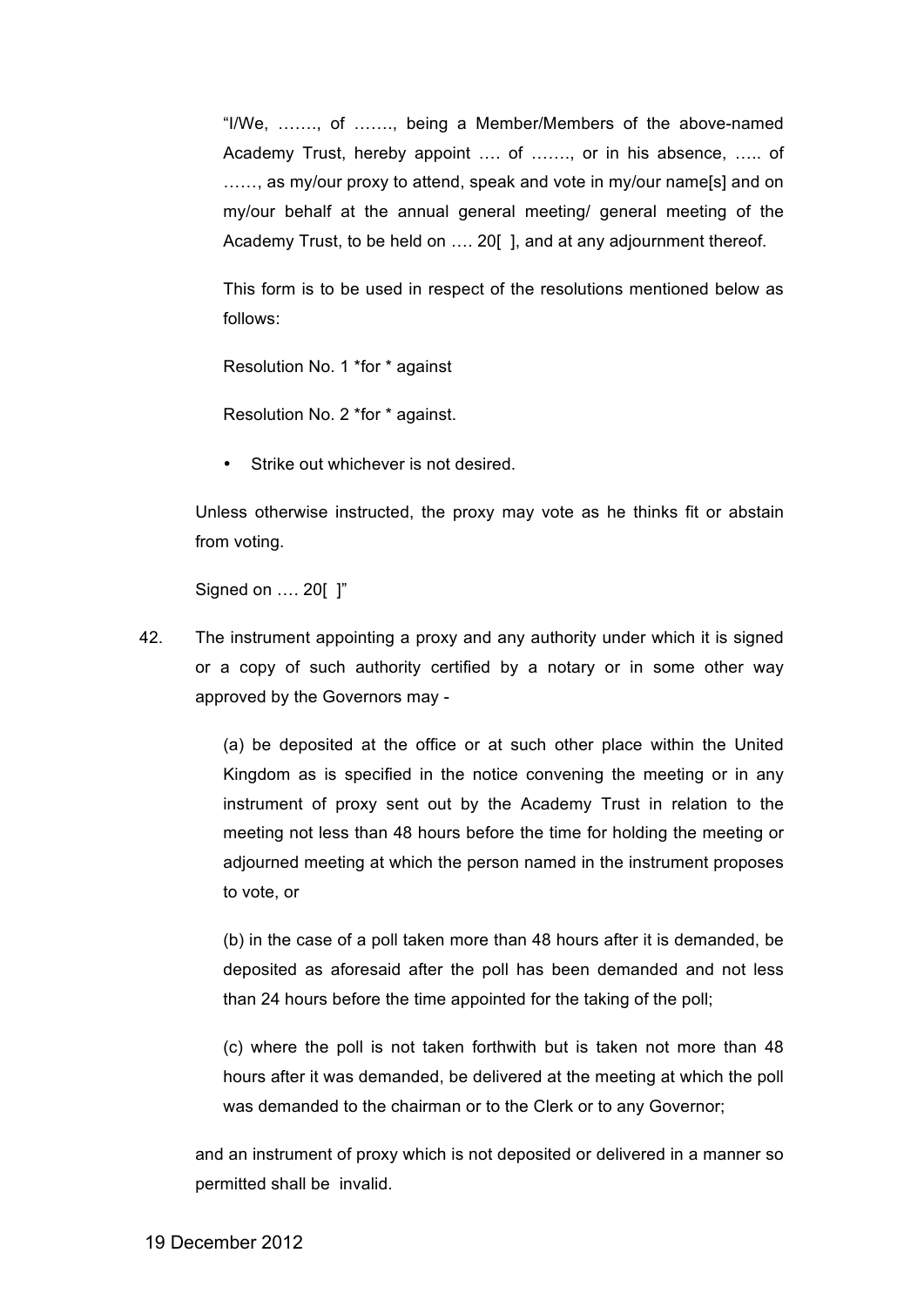"I/We, ……., of ……., being a Member/Members of the above-named Academy Trust, hereby appoint …. of ……., or in his absence, ….. of ……, as my/our proxy to attend, speak and vote in my/our name[s] and on my/our behalf at the annual general meeting/ general meeting of the Academy Trust, to be held on …. 20[ ], and at any adjournment thereof.

This form is to be used in respect of the resolutions mentioned below as follows:

Resolution No. 1 *for * against

Resolution No. 2 *for * against.

- Strike out whichever is not desired.

Unless otherwise instructed, the proxy may vote as he thinks fit or abstain from voting.

Signed on …. 20[ ]"

42. The instrument appointing a proxy and any authority under which it is signed or a copy of such authority certified by a notary or in some other way approved by the Governors may -

    (a) be deposited at the office or at such other place within the United Kingdom as is specified in the notice convening the meeting or in any instrument of proxy sent out by the Academy Trust in relation to the meeting not less than 48 hours before the time for holding the meeting or adjourned meeting at which the person named in the instrument proposes to vote, or

    (b) in the case of a poll taken more than 48 hours after it is demanded, be deposited as aforesaid after the poll has been demanded and not less than 24 hours before the time appointed for the taking of the poll;

    (c) where the poll is not taken forthwith but is taken not more than 48 hours after it was demanded, be delivered at the meeting at which the poll was demanded to the chairman or to the Clerk or to any Governor;

    and an instrument of proxy which is not deposited or delivered in a manner so permitted shall be invalid.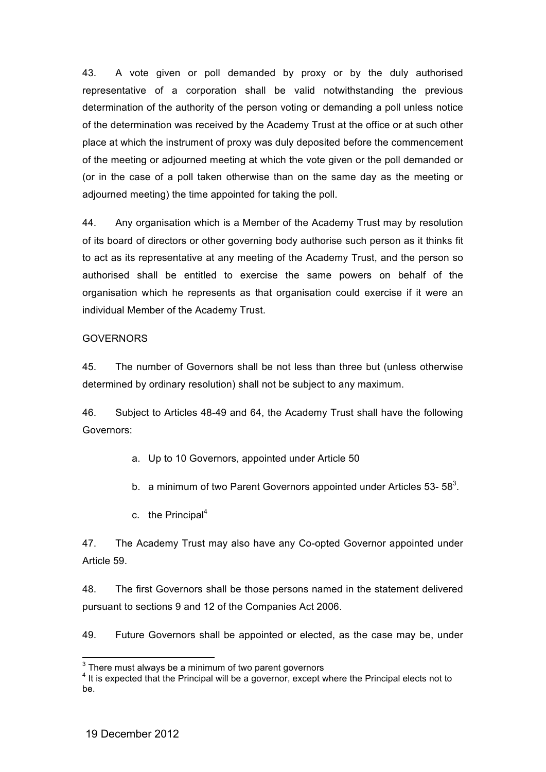43. A vote given or poll demanded by proxy or by the duly authorised representative of a corporation shall be valid notwithstanding the previous determination of the authority of the person voting or demanding a poll unless notice of the determination was received by the Academy Trust at the office or at such other place at which the instrument of proxy was duly deposited before the commencement of the meeting or adjourned meeting at which the vote given or the poll demanded or (or in the case of a poll taken otherwise than on the same day as the meeting or adjourned meeting) the time appointed for taking the poll.

44. Any organisation which is a Member of the Academy Trust may by resolution of its board of directors or other governing body authorise such person as it thinks fit to act as its representative at any meeting of the Academy Trust, and the person so authorised shall be entitled to exercise the same powers on behalf of the organisation which he represents as that organisation could exercise if it were an individual Member of the Academy Trust.

GOVERNORS

45. The number of Governors shall be not less than three but (unless otherwise determined by ordinary resolution) shall not be subject to any maximum.

46. Subject to Articles 48-49 and 64, the Academy Trust shall have the following Governors:

a. Up to 10 Governors, appointed under Article 50

b. a minimum of two Parent Governors appointed under Articles 53- 58[3].

c. the Principal[4]

47. The Academy Trust may also have any Co-opted Governor appointed under Article 59.

48. The first Governors shall be those persons named in the statement delivered pursuant to sections 9 and 12 of the Companies Act 2006.

49. Future Governors shall be appointed or elected, as the case may be, under

[3] There must always be a minimum of two parent governors

[4] It is expected that the Principal will be a governor, except where the Principal elects not to be.

19 December 2012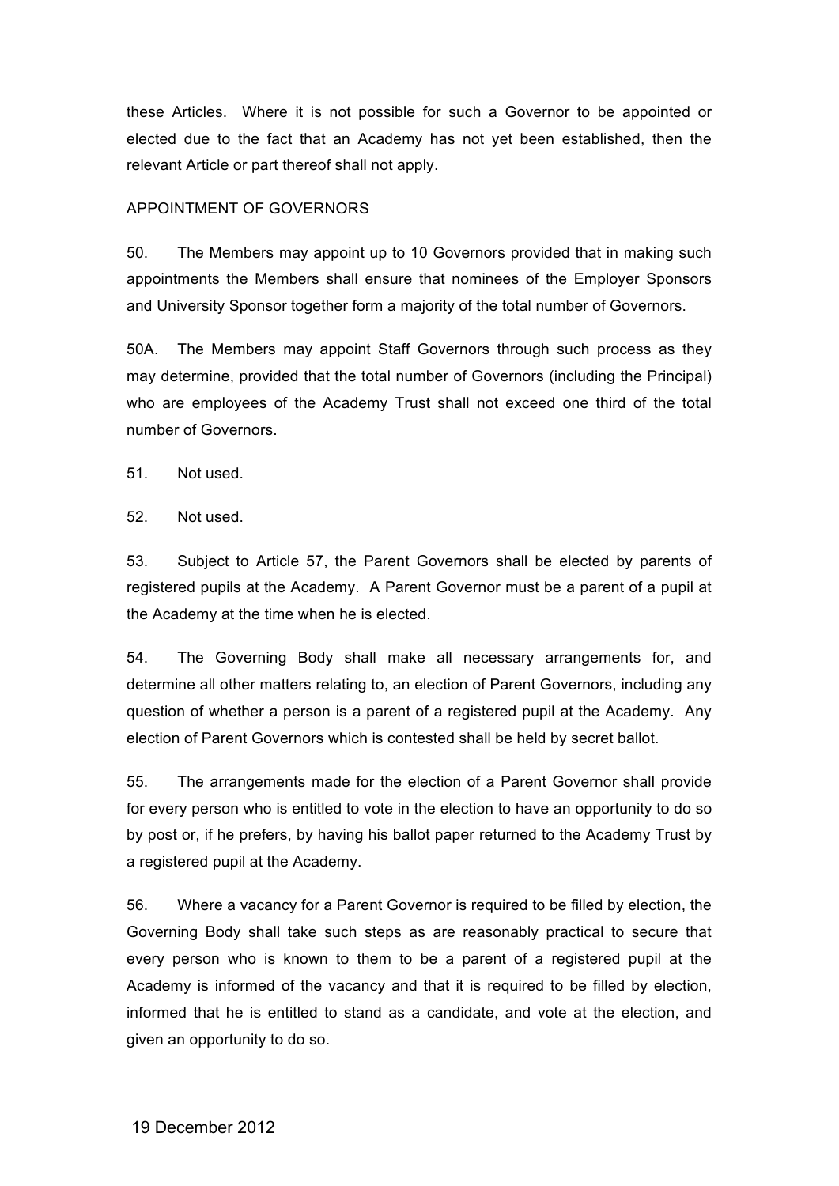these Articles. Where it is not possible for such a Governor to be appointed or elected due to the fact that an Academy has not yet been established, then the relevant Article or part thereof shall not apply.

APPOINTMENT OF GOVERNORS

50. The Members may appoint up to 10 Governors provided that in making such appointments the Members shall ensure that nominees of the Employer Sponsors and University Sponsor together form a majority of the total number of Governors.

50A. The Members may appoint Staff Governors through such process as they may determine, provided that the total number of Governors (including the Principal) who are employees of the Academy Trust shall not exceed one third of the total number of Governors.

51. Not used.

52. Not used.

53. Subject to Article 57, the Parent Governors shall be elected by parents of registered pupils at the Academy. A Parent Governor must be a parent of a pupil at the Academy at the time when he is elected.

54. The Governing Body shall make all necessary arrangements for, and determine all other matters relating to, an election of Parent Governors, including any question of whether a person is a parent of a registered pupil at the Academy. Any election of Parent Governors which is contested shall be held by secret ballot.

55. The arrangements made for the election of a Parent Governor shall provide for every person who is entitled to vote in the election to have an opportunity to do so by post or, if he prefers, by having his ballot paper returned to the Academy Trust by a registered pupil at the Academy.

56. Where a vacancy for a Parent Governor is required to be filled by election, the Governing Body shall take such steps as are reasonably practical to secure that every person who is known to them to be a parent of a registered pupil at the Academy is informed of the vacancy and that it is required to be filled by election, informed that he is entitled to stand as a candidate, and vote at the election, and given an opportunity to do so.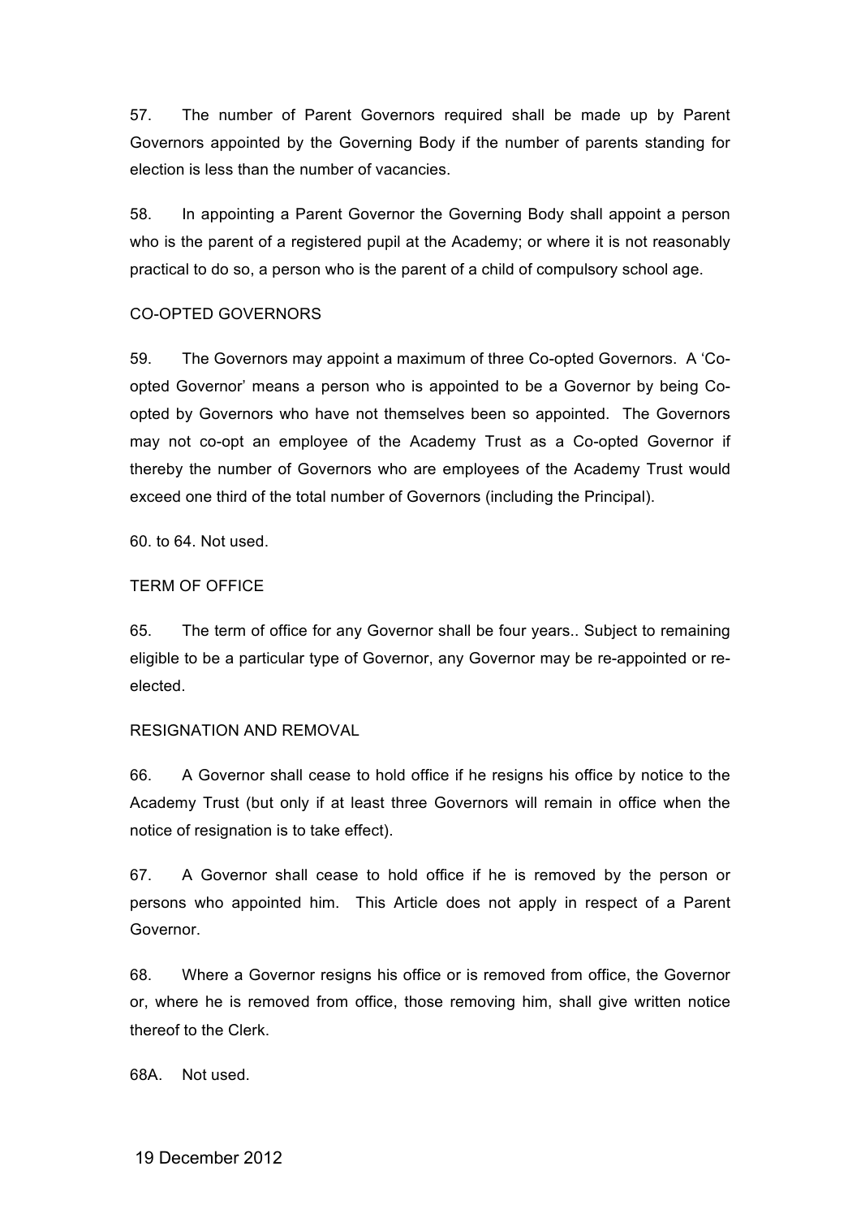57. The number of Parent Governors required shall be made up by Parent Governors appointed by the Governing Body if the number of parents standing for election is less than the number of vacancies.

58. In appointing a Parent Governor the Governing Body shall appoint a person who is the parent of a registered pupil at the Academy; or where it is not reasonably practical to do so, a person who is the parent of a child of compulsory school age.

CO-OPTED GOVERNORS

59. The Governors may appoint a maximum of three Co-opted Governors. A 'Co-opted Governor' means a person who is appointed to be a Governor by being Co-opted by Governors who have not themselves been so appointed. The Governors may not co-opt an employee of the Academy Trust as a Co-opted Governor if thereby the number of Governors who are employees of the Academy Trust would exceed one third of the total number of Governors (including the Principal).

60. to 64. Not used.

TERM OF OFFICE

65. The term of office for any Governor shall be four years.. Subject to remaining eligible to be a particular type of Governor, any Governor may be re-appointed or re-elected.

RESIGNATION AND REMOVAL

66. A Governor shall cease to hold office if he resigns his office by notice to the Academy Trust (but only if at least three Governors will remain in office when the notice of resignation is to take effect).

67. A Governor shall cease to hold office if he is removed by the person or persons who appointed him. This Article does not apply in respect of a Parent Governor.

68. Where a Governor resigns his office or is removed from office, the Governor or, where he is removed from office, those removing him, shall give written notice thereof to the Clerk.

68A. Not used.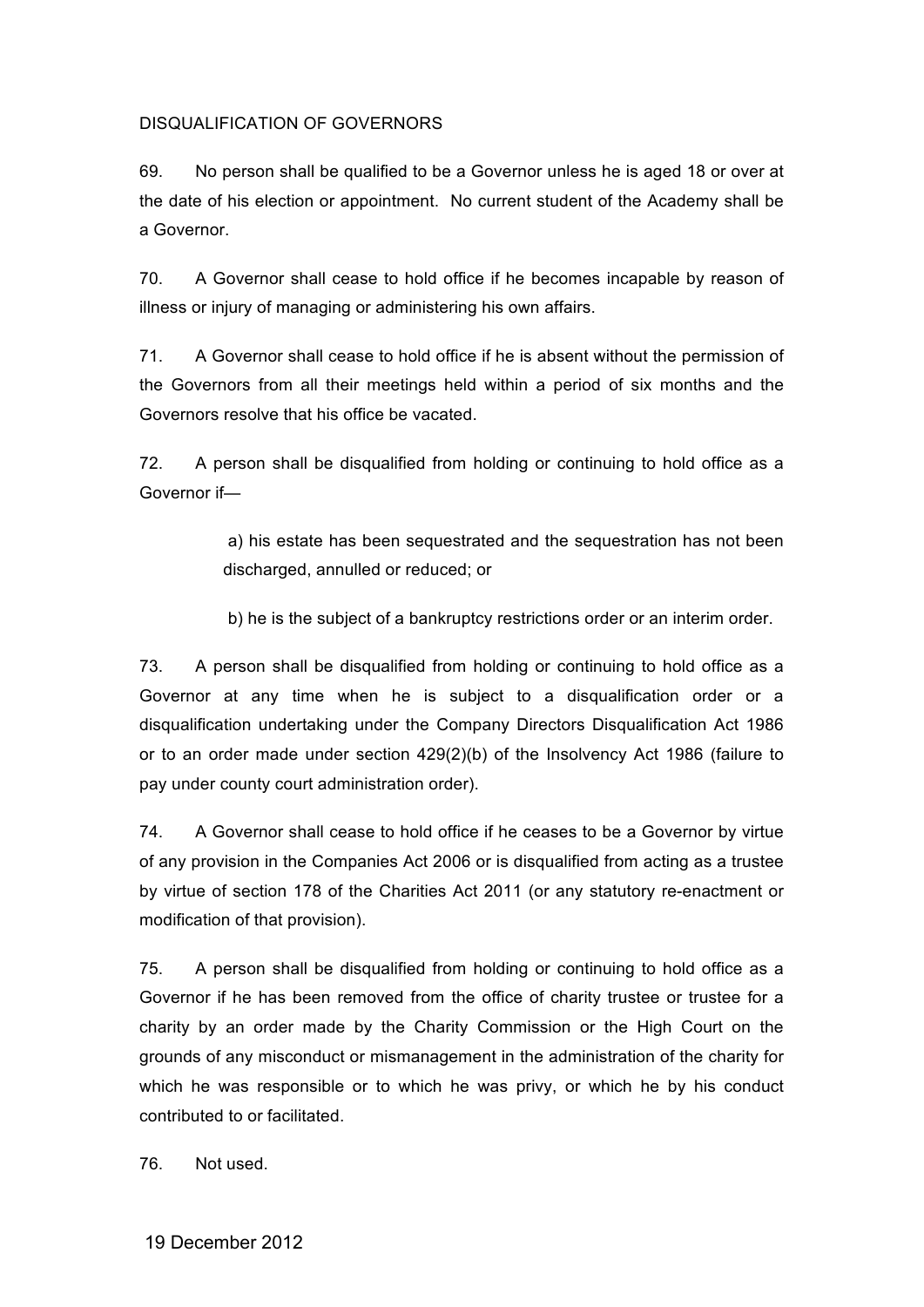## DISQUALIFICATION OF GOVERNORS

69. No person shall be qualified to be a Governor unless he is aged 18 or over at the date of his election or appointment. No current student of the Academy shall be a Governor.

70. A Governor shall cease to hold office if he becomes incapable by reason of illness or injury of managing or administering his own affairs.

71. A Governor shall cease to hold office if he is absent without the permission of the Governors from all their meetings held within a period of six months and the Governors resolve that his office be vacated.

72. A person shall be disqualified from holding or continuing to hold office as a Governor if—

a) his estate has been sequestrated and the sequestration has not been discharged, annulled or reduced; or

b) he is the subject of a bankruptcy restrictions order or an interim order.

73. A person shall be disqualified from holding or continuing to hold office as a Governor at any time when he is subject to a disqualification order or a disqualification undertaking under the Company Directors Disqualification Act 1986 or to an order made under section 429(2)(b) of the Insolvency Act 1986 (failure to pay under county court administration order).

74. A Governor shall cease to hold office if he ceases to be a Governor by virtue of any provision in the Companies Act 2006 or is disqualified from acting as a trustee by virtue of section 178 of the Charities Act 2011 (or any statutory re-enactment or modification of that provision).

75. A person shall be disqualified from holding or continuing to hold office as a Governor if he has been removed from the office of charity trustee or trustee for a charity by an order made by the Charity Commission or the High Court on the grounds of any misconduct or mismanagement in the administration of the charity for which he was responsible or to which he was privy, or which he by his conduct contributed to or facilitated.

76. Not used.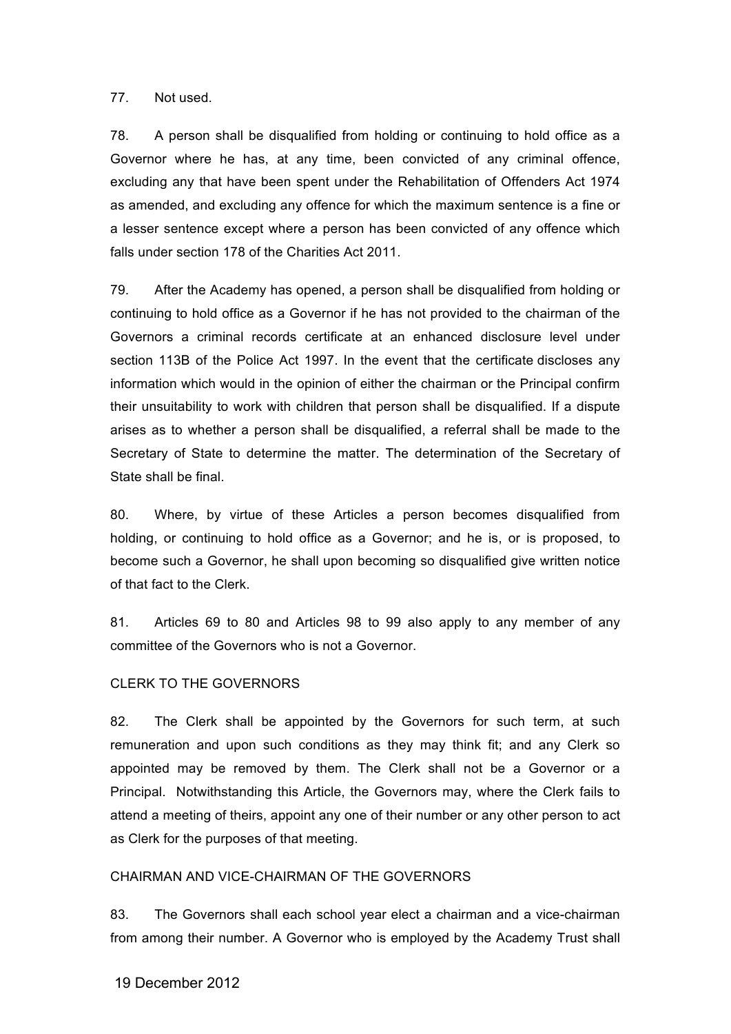77. Not used.

78. A person shall be disqualified from holding or continuing to hold office as a Governor where he has, at any time, been convicted of any criminal offence, excluding any that have been spent under the Rehabilitation of Offenders Act 1974 as amended, and excluding any offence for which the maximum sentence is a fine or a lesser sentence except where a person has been convicted of any offence which falls under section 178 of the Charities Act 2011.

79. After the Academy has opened, a person shall be disqualified from holding or continuing to hold office as a Governor if he has not provided to the chairman of the Governors a criminal records certificate at an enhanced disclosure level under section 113B of the Police Act 1997. In the event that the certificate discloses any information which would in the opinion of either the chairman or the Principal confirm their unsuitability to work with children that person shall be disqualified. If a dispute arises as to whether a person shall be disqualified, a referral shall be made to the Secretary of State to determine the matter. The determination of the Secretary of State shall be final.

80. Where, by virtue of these Articles a person becomes disqualified from holding, or continuing to hold office as a Governor; and he is, or is proposed, to become such a Governor, he shall upon becoming so disqualified give written notice of that fact to the Clerk.

81. Articles 69 to 80 and Articles 98 to 99 also apply to any member of any committee of the Governors who is not a Governor.

CLERK TO THE GOVERNORS

82. The Clerk shall be appointed by the Governors for such term, at such remuneration and upon such conditions as they may think fit; and any Clerk so appointed may be removed by them. The Clerk shall not be a Governor or a Principal. Notwithstanding this Article, the Governors may, where the Clerk fails to attend a meeting of theirs, appoint any one of their number or any other person to act as Clerk for the purposes of that meeting.

CHAIRMAN AND VICE-CHAIRMAN OF THE GOVERNORS

83. The Governors shall each school year elect a chairman and a vice-chairman from among their number. A Governor who is employed by the Academy Trust shall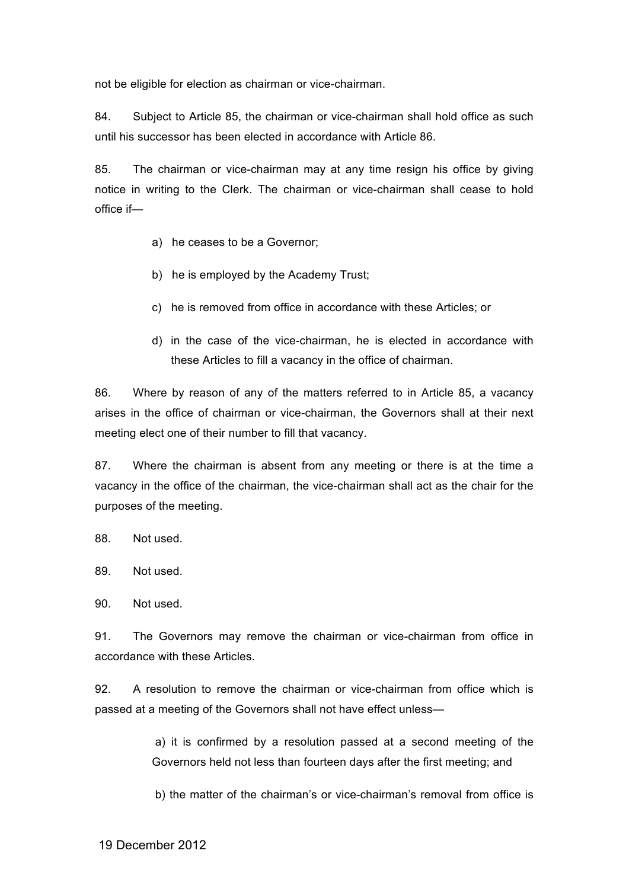not be eligible for election as chairman or vice-chairman.

84. Subject to Article 85, the chairman or vice-chairman shall hold office as such until his successor has been elected in accordance with Article 86.

85. The chairman or vice-chairman may at any time resign his office by giving notice in writing to the Clerk. The chairman or vice-chairman shall cease to hold office if—

a) he ceases to be a Governor;

b) he is employed by the Academy Trust;

c) he is removed from office in accordance with these Articles; or

d) in the case of the vice-chairman, he is elected in accordance with these Articles to fill a vacancy in the office of chairman.

86. Where by reason of any of the matters referred to in Article 85, a vacancy arises in the office of chairman or vice-chairman, the Governors shall at their next meeting elect one of their number to fill that vacancy.

87. Where the chairman is absent from any meeting or there is at the time a vacancy in the office of the chairman, the vice-chairman shall act as the chair for the purposes of the meeting.

88. Not used.

89. Not used.

90. Not used.

91. The Governors may remove the chairman or vice-chairman from office in accordance with these Articles.

92. A resolution to remove the chairman or vice-chairman from office which is passed at a meeting of the Governors shall not have effect unless—

a) it is confirmed by a resolution passed at a second meeting of the Governors held not less than fourteen days after the first meeting; and

b) the matter of the chairman's or vice-chairman's removal from office is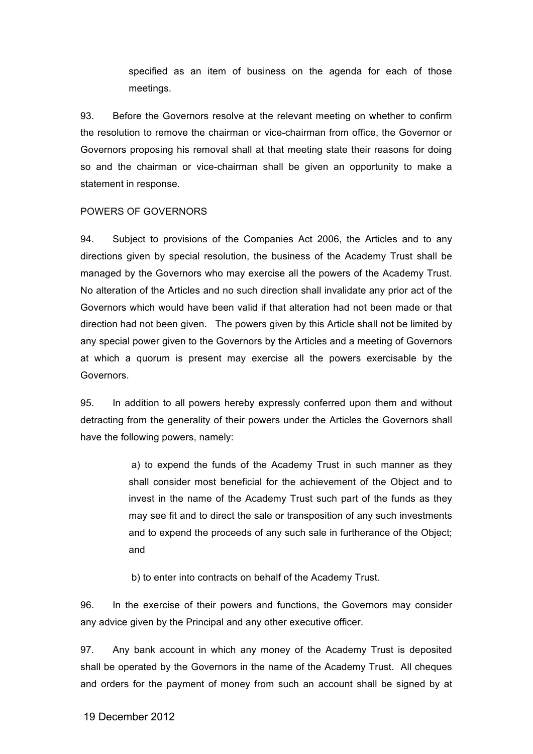specified as an item of business on the agenda for each of those meetings.

93. Before the Governors resolve at the relevant meeting on whether to confirm the resolution to remove the chairman or vice-chairman from office, the Governor or Governors proposing his removal shall at that meeting state their reasons for doing so and the chairman or vice-chairman shall be given an opportunity to make a statement in response.

POWERS OF GOVERNORS

94. Subject to provisions of the Companies Act 2006, the Articles and to any directions given by special resolution, the business of the Academy Trust shall be managed by the Governors who may exercise all the powers of the Academy Trust. No alteration of the Articles and no such direction shall invalidate any prior act of the Governors which would have been valid if that alteration had not been made or that direction had not been given. The powers given by this Article shall not be limited by any special power given to the Governors by the Articles and a meeting of Governors at which a quorum is present may exercise all the powers exercisable by the Governors.

95. In addition to all powers hereby expressly conferred upon them and without detracting from the generality of their powers under the Articles the Governors shall have the following powers, namely:

a) to expend the funds of the Academy Trust in such manner as they shall consider most beneficial for the achievement of the Object and to invest in the name of the Academy Trust such part of the funds as they may see fit and to direct the sale or transposition of any such investments and to expend the proceeds of any such sale in furtherance of the Object; and

b) to enter into contracts on behalf of the Academy Trust.

96. In the exercise of their powers and functions, the Governors may consider any advice given by the Principal and any other executive officer.

97. Any bank account in which any money of the Academy Trust is deposited shall be operated by the Governors in the name of the Academy Trust. All cheques and orders for the payment of money from such an account shall be signed by at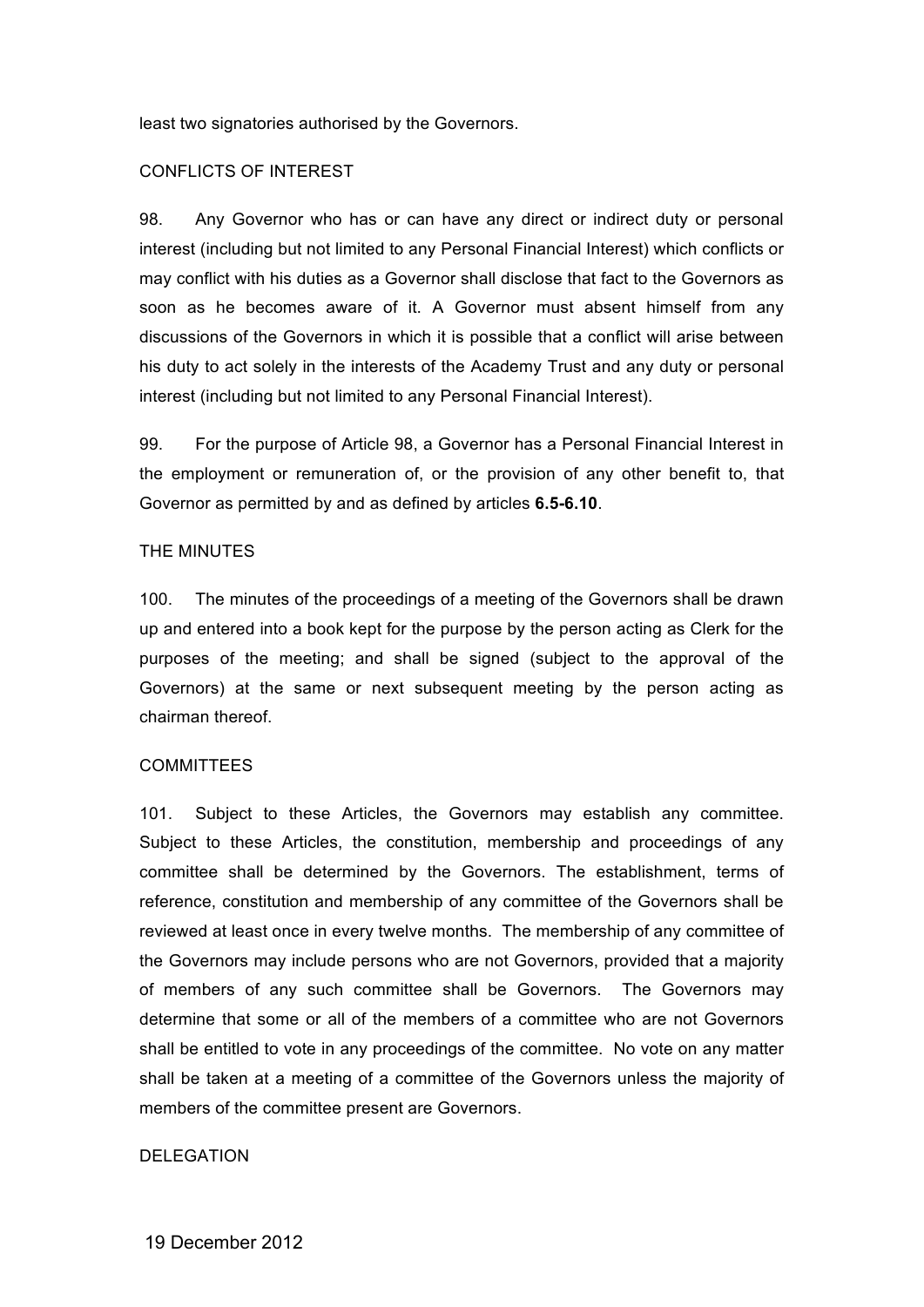least two signatories authorised by the Governors.

CONFLICTS OF INTEREST

98. Any Governor who has or can have any direct or indirect duty or personal interest (including but not limited to any Personal Financial Interest) which conflicts or may conflict with his duties as a Governor shall disclose that fact to the Governors as soon as he becomes aware of it. A Governor must absent himself from any discussions of the Governors in which it is possible that a conflict will arise between his duty to act solely in the interests of the Academy Trust and any duty or personal interest (including but not limited to any Personal Financial Interest).

99. For the purpose of Article 98, a Governor has a Personal Financial Interest in the employment or remuneration of, or the provision of any other benefit to, that Governor as permitted by and as defined by articles **6.5-6.10**.

THE MINUTES

100. The minutes of the proceedings of a meeting of the Governors shall be drawn up and entered into a book kept for the purpose by the person acting as Clerk for the purposes of the meeting; and shall be signed (subject to the approval of the Governors) at the same or next subsequent meeting by the person acting as chairman thereof.

COMMITTEES

101. Subject to these Articles, the Governors may establish any committee. Subject to these Articles, the constitution, membership and proceedings of any committee shall be determined by the Governors. The establishment, terms of reference, constitution and membership of any committee of the Governors shall be reviewed at least once in every twelve months. The membership of any committee of the Governors may include persons who are not Governors, provided that a majority of members of any such committee shall be Governors. The Governors may determine that some or all of the members of a committee who are not Governors shall be entitled to vote in any proceedings of the committee. No vote on any matter shall be taken at a meeting of a committee of the Governors unless the majority of members of the committee present are Governors.

DELEGATION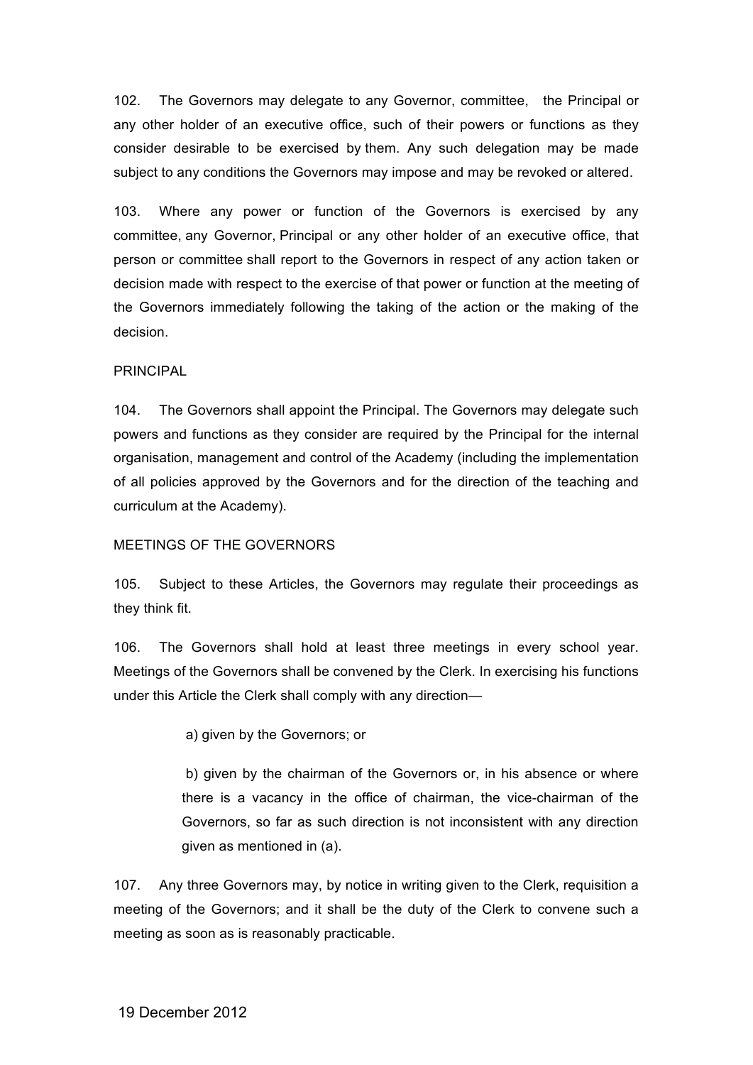102. The Governors may delegate to any Governor, committee, the Principal or any other holder of an executive office, such of their powers or functions as they consider desirable to be exercised by them. Any such delegation may be made subject to any conditions the Governors may impose and may be revoked or altered.

103. Where any power or function of the Governors is exercised by any committee, any Governor, Principal or any other holder of an executive office, that person or committee shall report to the Governors in respect of any action taken or decision made with respect to the exercise of that power or function at the meeting of the Governors immediately following the taking of the action or the making of the decision.

PRINCIPAL

104. The Governors shall appoint the Principal. The Governors may delegate such powers and functions as they consider are required by the Principal for the internal organisation, management and control of the Academy (including the implementation of all policies approved by the Governors and for the direction of the teaching and curriculum at the Academy).

MEETINGS OF THE GOVERNORS

105. Subject to these Articles, the Governors may regulate their proceedings as they think fit.

106. The Governors shall hold at least three meetings in every school year. Meetings of the Governors shall be convened by the Clerk. In exercising his functions under this Article the Clerk shall comply with any direction—

a) given by the Governors; or

b) given by the chairman of the Governors or, in his absence or where there is a vacancy in the office of chairman, the vice-chairman of the Governors, so far as such direction is not inconsistent with any direction given as mentioned in (a).

107. Any three Governors may, by notice in writing given to the Clerk, requisition a meeting of the Governors; and it shall be the duty of the Clerk to convene such a meeting as soon as is reasonably practicable.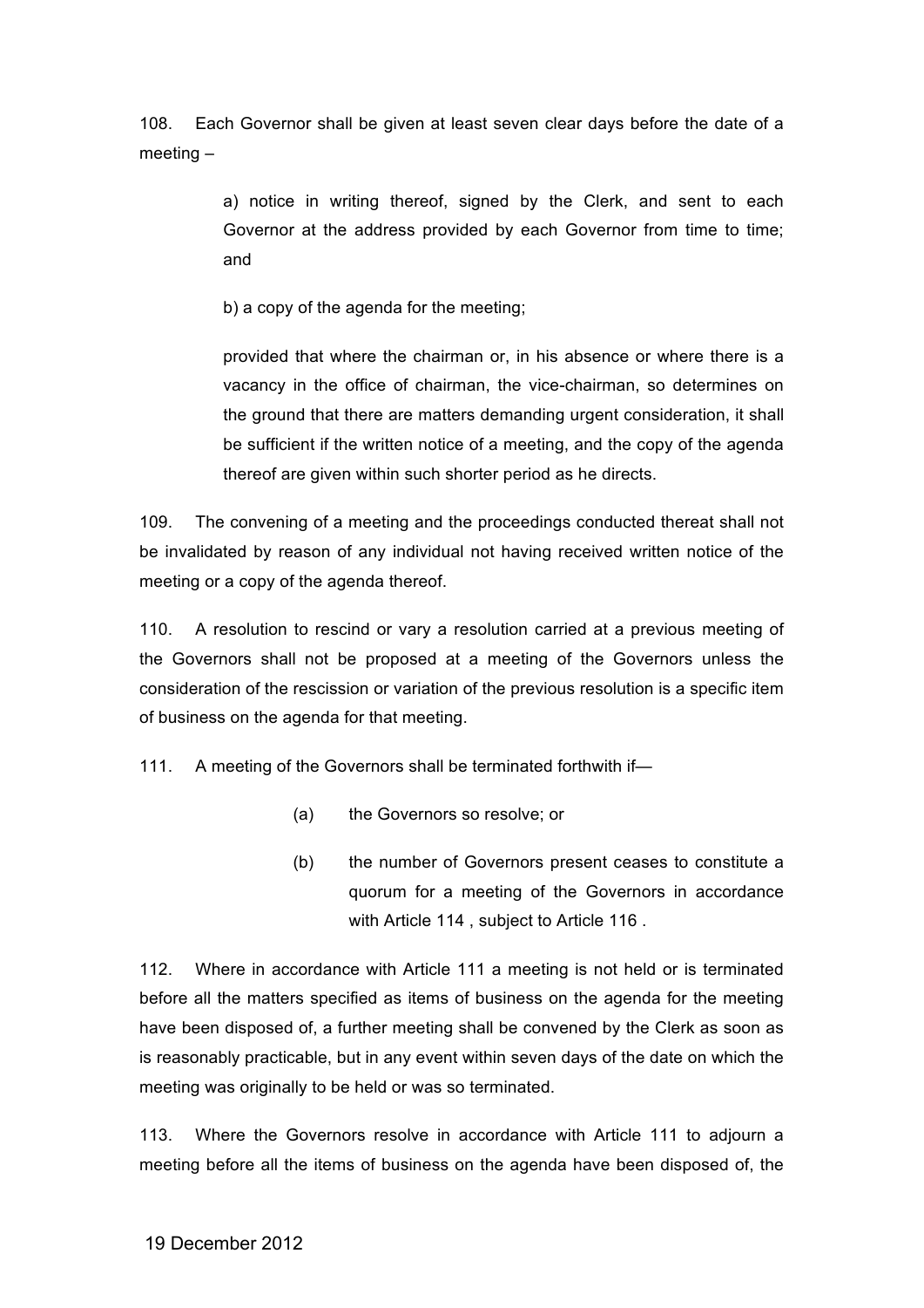108. Each Governor shall be given at least seven clear days before the date of a meeting –

> a) notice in writing thereof, signed by the Clerk, and sent to each Governor at the address provided by each Governor from time to time; and
>
> b) a copy of the agenda for the meeting;
>
> provided that where the chairman or, in his absence or where there is a vacancy in the office of chairman, the vice-chairman, so determines on the ground that there are matters demanding urgent consideration, it shall be sufficient if the written notice of a meeting, and the copy of the agenda thereof are given within such shorter period as he directs.

109. The convening of a meeting and the proceedings conducted thereat shall not be invalidated by reason of any individual not having received written notice of the meeting or a copy of the agenda thereof.

110. A resolution to rescind or vary a resolution carried at a previous meeting of the Governors shall not be proposed at a meeting of the Governors unless the consideration of the rescission or variation of the previous resolution is a specific item of business on the agenda for that meeting.

111. A meeting of the Governors shall be terminated forthwith if—

> (a) the Governors so resolve; or
>
> (b) the number of Governors present ceases to constitute a quorum for a meeting of the Governors in accordance with Article 114 , subject to Article 116 .

112. Where in accordance with Article 111 a meeting is not held or is terminated before all the matters specified as items of business on the agenda for the meeting have been disposed of, a further meeting shall be convened by the Clerk as soon as is reasonably practicable, but in any event within seven days of the date on which the meeting was originally to be held or was so terminated.

113. Where the Governors resolve in accordance with Article 111 to adjourn a meeting before all the items of business on the agenda have been disposed of, the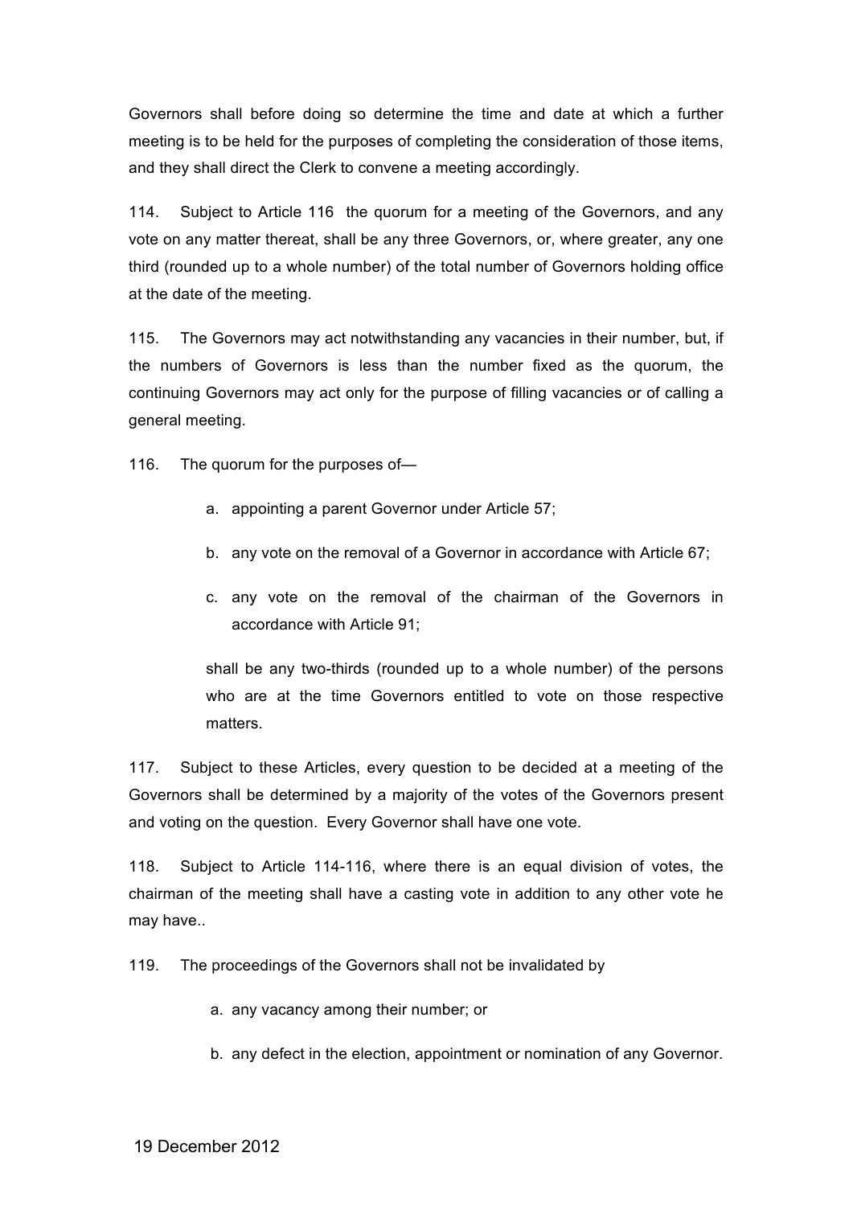Governors shall before doing so determine the time and date at which a further meeting is to be held for the purposes of completing the consideration of those items, and they shall direct the Clerk to convene a meeting accordingly.

114. Subject to Article 116 the quorum for a meeting of the Governors, and any vote on any matter thereat, shall be any three Governors, or, where greater, any one third (rounded up to a whole number) of the total number of Governors holding office at the date of the meeting.

115. The Governors may act notwithstanding any vacancies in their number, but, if the numbers of Governors is less than the number fixed as the quorum, the continuing Governors may act only for the purpose of filling vacancies or of calling a general meeting.

116. The quorum for the purposes of—

a. appointing a parent Governor under Article 57;

b. any vote on the removal of a Governor in accordance with Article 67;

c. any vote on the removal of the chairman of the Governors in accordance with Article 91;

shall be any two-thirds (rounded up to a whole number) of the persons who are at the time Governors entitled to vote on those respective matters.

117. Subject to these Articles, every question to be decided at a meeting of the Governors shall be determined by a majority of the votes of the Governors present and voting on the question. Every Governor shall have one vote.

118. Subject to Article 114-116, where there is an equal division of votes, the chairman of the meeting shall have a casting vote in addition to any other vote he may have..

119. The proceedings of the Governors shall not be invalidated by

a. any vacancy among their number; or

b. any defect in the election, appointment or nomination of any Governor.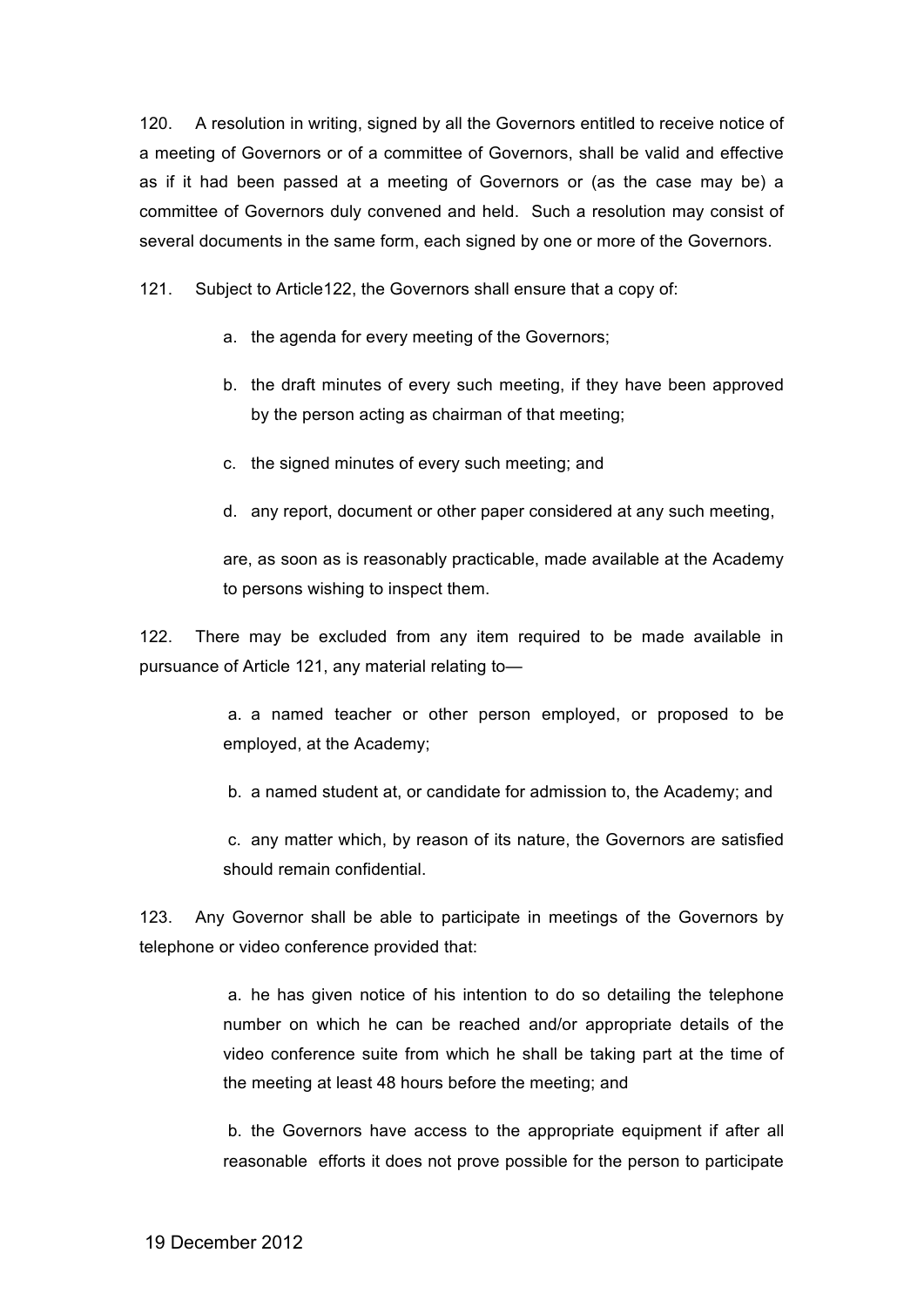120. A resolution in writing, signed by all the Governors entitled to receive notice of a meeting of Governors or of a committee of Governors, shall be valid and effective as if it had been passed at a meeting of Governors or (as the case may be) a committee of Governors duly convened and held. Such a resolution may consist of several documents in the same form, each signed by one or more of the Governors.

121. Subject to Article122, the Governors shall ensure that a copy of:

a. the agenda for every meeting of the Governors;

b. the draft minutes of every such meeting, if they have been approved by the person acting as chairman of that meeting;

c. the signed minutes of every such meeting; and

d. any report, document or other paper considered at any such meeting,

are, as soon as is reasonably practicable, made available at the Academy to persons wishing to inspect them.

122. There may be excluded from any item required to be made available in pursuance of Article 121, any material relating to—

a. a named teacher or other person employed, or proposed to be employed, at the Academy;

b. a named student at, or candidate for admission to, the Academy; and

c. any matter which, by reason of its nature, the Governors are satisfied should remain confidential.

123. Any Governor shall be able to participate in meetings of the Governors by telephone or video conference provided that:

a. he has given notice of his intention to do so detailing the telephone number on which he can be reached and/or appropriate details of the video conference suite from which he shall be taking part at the time of the meeting at least 48 hours before the meeting; and

b. the Governors have access to the appropriate equipment if after all reasonable efforts it does not prove possible for the person to participate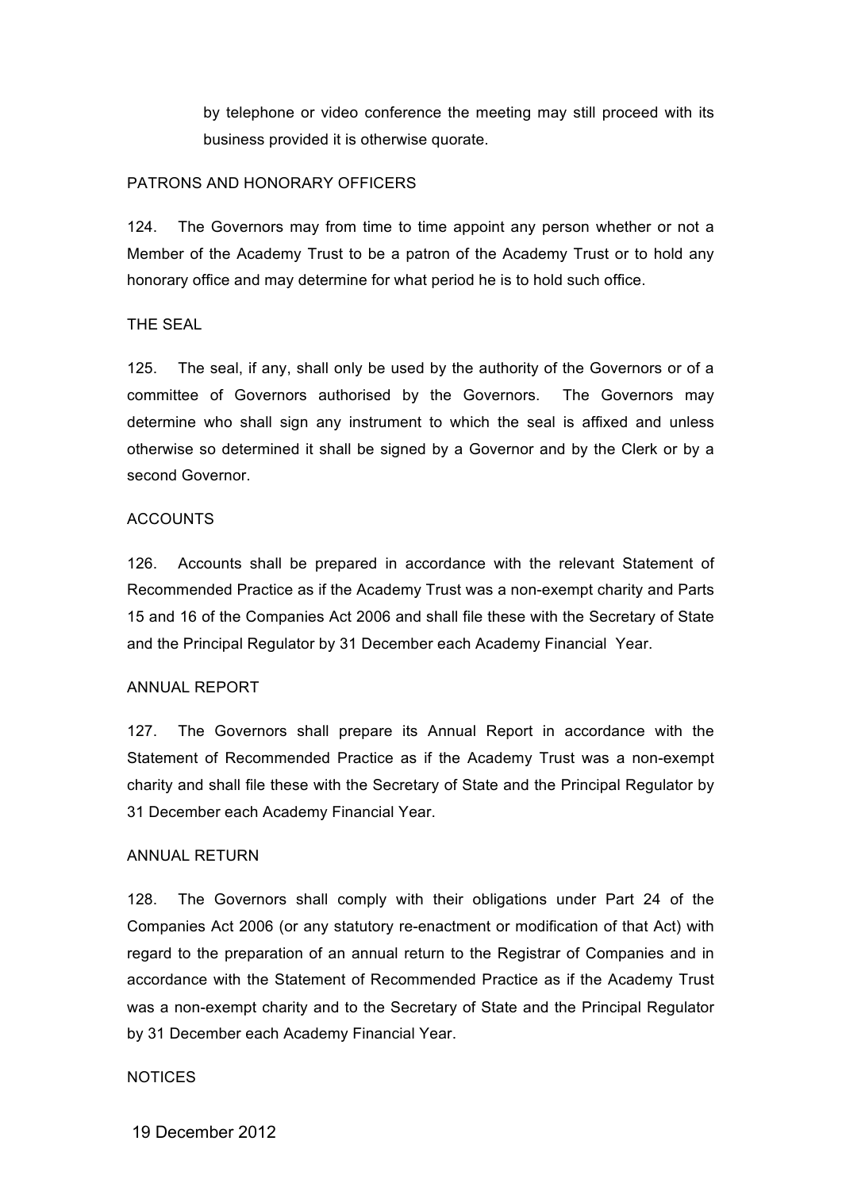by telephone or video conference the meeting may still proceed with its business provided it is otherwise quorate.

PATRONS AND HONORARY OFFICERS

124. The Governors may from time to time appoint any person whether or not a Member of the Academy Trust to be a patron of the Academy Trust or to hold any honorary office and may determine for what period he is to hold such office.

THE SEAL

125. The seal, if any, shall only be used by the authority of the Governors or of a committee of Governors authorised by the Governors. The Governors may determine who shall sign any instrument to which the seal is affixed and unless otherwise so determined it shall be signed by a Governor and by the Clerk or by a second Governor.

ACCOUNTS

126. Accounts shall be prepared in accordance with the relevant Statement of Recommended Practice as if the Academy Trust was a non-exempt charity and Parts 15 and 16 of the Companies Act 2006 and shall file these with the Secretary of State and the Principal Regulator by 31 December each Academy Financial Year.

ANNUAL REPORT

127. The Governors shall prepare its Annual Report in accordance with the Statement of Recommended Practice as if the Academy Trust was a non-exempt charity and shall file these with the Secretary of State and the Principal Regulator by 31 December each Academy Financial Year.

ANNUAL RETURN

128. The Governors shall comply with their obligations under Part 24 of the Companies Act 2006 (or any statutory re-enactment or modification of that Act) with regard to the preparation of an annual return to the Registrar of Companies and in accordance with the Statement of Recommended Practice as if the Academy Trust was a non-exempt charity and to the Secretary of State and the Principal Regulator by 31 December each Academy Financial Year.

NOTICES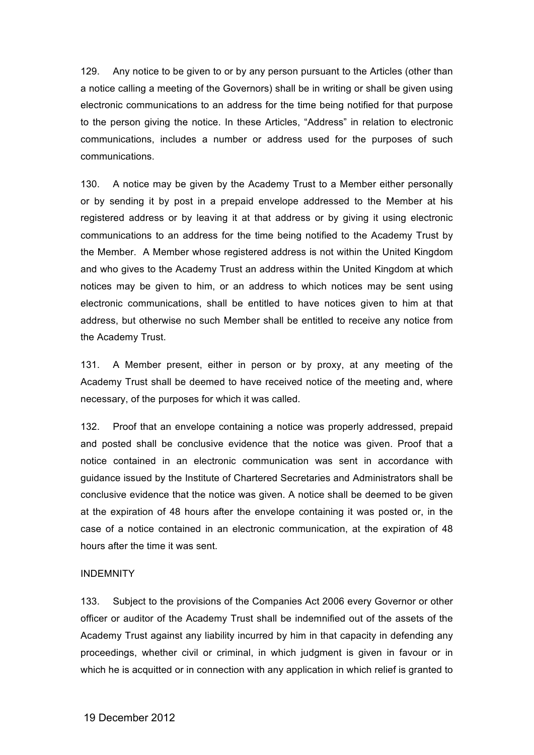129. Any notice to be given to or by any person pursuant to the Articles (other than a notice calling a meeting of the Governors) shall be in writing or shall be given using electronic communications to an address for the time being notified for that purpose to the person giving the notice. In these Articles, "Address" in relation to electronic communications, includes a number or address used for the purposes of such communications.

130. A notice may be given by the Academy Trust to a Member either personally or by sending it by post in a prepaid envelope addressed to the Member at his registered address or by leaving it at that address or by giving it using electronic communications to an address for the time being notified to the Academy Trust by the Member. A Member whose registered address is not within the United Kingdom and who gives to the Academy Trust an address within the United Kingdom at which notices may be given to him, or an address to which notices may be sent using electronic communications, shall be entitled to have notices given to him at that address, but otherwise no such Member shall be entitled to receive any notice from the Academy Trust.

131. A Member present, either in person or by proxy, at any meeting of the Academy Trust shall be deemed to have received notice of the meeting and, where necessary, of the purposes for which it was called.

132. Proof that an envelope containing a notice was properly addressed, prepaid and posted shall be conclusive evidence that the notice was given. Proof that a notice contained in an electronic communication was sent in accordance with guidance issued by the Institute of Chartered Secretaries and Administrators shall be conclusive evidence that the notice was given. A notice shall be deemed to be given at the expiration of 48 hours after the envelope containing it was posted or, in the case of a notice contained in an electronic communication, at the expiration of 48 hours after the time it was sent.

INDEMNITY

133. Subject to the provisions of the Companies Act 2006 every Governor or other officer or auditor of the Academy Trust shall be indemnified out of the assets of the Academy Trust against any liability incurred by him in that capacity in defending any proceedings, whether civil or criminal, in which judgment is given in favour or in which he is acquitted or in connection with any application in which relief is granted to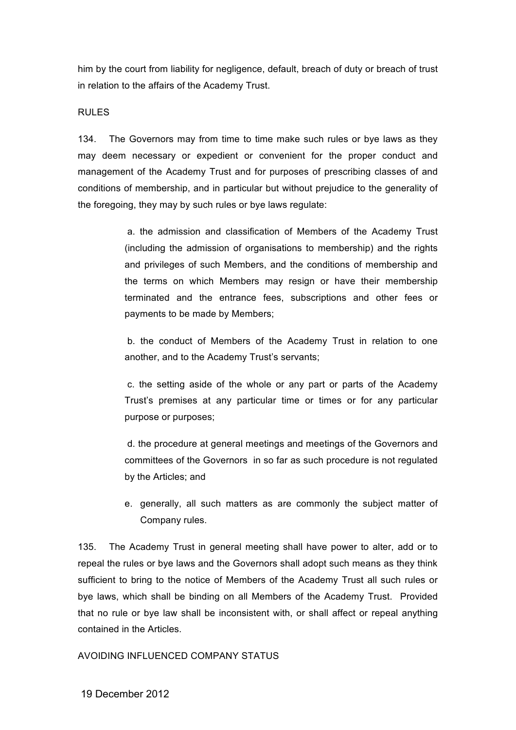him by the court from liability for negligence, default, breach of duty or breach of trust in relation to the affairs of the Academy Trust.

RULES

134. The Governors may from time to time make such rules or bye laws as they may deem necessary or expedient or convenient for the proper conduct and management of the Academy Trust and for purposes of prescribing classes of and conditions of membership, and in particular but without prejudice to the generality of the foregoing, they may by such rules or bye laws regulate:

a. the admission and classification of Members of the Academy Trust (including the admission of organisations to membership) and the rights and privileges of such Members, and the conditions of membership and the terms on which Members may resign or have their membership terminated and the entrance fees, subscriptions and other fees or payments to be made by Members;

b. the conduct of Members of the Academy Trust in relation to one another, and to the Academy Trust's servants;

c. the setting aside of the whole or any part or parts of the Academy Trust's premises at any particular time or times or for any particular purpose or purposes;

d. the procedure at general meetings and meetings of the Governors and committees of the Governors in so far as such procedure is not regulated by the Articles; and

e. generally, all such matters as are commonly the subject matter of Company rules.

135. The Academy Trust in general meeting shall have power to alter, add or to repeal the rules or bye laws and the Governors shall adopt such means as they think sufficient to bring to the notice of Members of the Academy Trust all such rules or bye laws, which shall be binding on all Members of the Academy Trust. Provided that no rule or bye law shall be inconsistent with, or shall affect or repeal anything contained in the Articles.

AVOIDING INFLUENCED COMPANY STATUS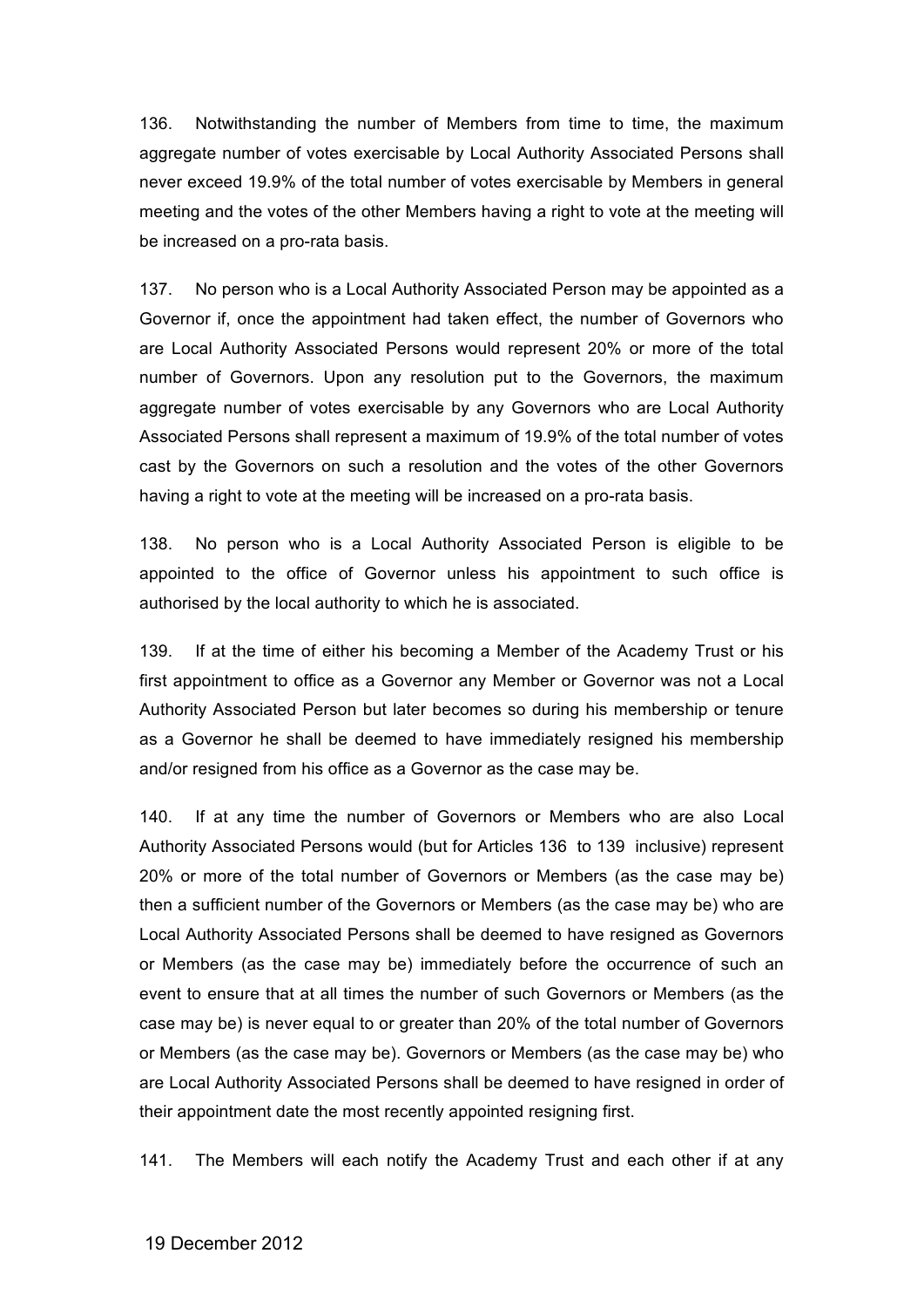136. Notwithstanding the number of Members from time to time, the maximum aggregate number of votes exercisable by Local Authority Associated Persons shall never exceed 19.9% of the total number of votes exercisable by Members in general meeting and the votes of the other Members having a right to vote at the meeting will be increased on a pro-rata basis.

137. No person who is a Local Authority Associated Person may be appointed as a Governor if, once the appointment had taken effect, the number of Governors who are Local Authority Associated Persons would represent 20% or more of the total number of Governors. Upon any resolution put to the Governors, the maximum aggregate number of votes exercisable by any Governors who are Local Authority Associated Persons shall represent a maximum of 19.9% of the total number of votes cast by the Governors on such a resolution and the votes of the other Governors having a right to vote at the meeting will be increased on a pro-rata basis.

138. No person who is a Local Authority Associated Person is eligible to be appointed to the office of Governor unless his appointment to such office is authorised by the local authority to which he is associated.

139. If at the time of either his becoming a Member of the Academy Trust or his first appointment to office as a Governor any Member or Governor was not a Local Authority Associated Person but later becomes so during his membership or tenure as a Governor he shall be deemed to have immediately resigned his membership and/or resigned from his office as a Governor as the case may be.

140. If at any time the number of Governors or Members who are also Local Authority Associated Persons would (but for Articles 136 to 139 inclusive) represent 20% or more of the total number of Governors or Members (as the case may be) then a sufficient number of the Governors or Members (as the case may be) who are Local Authority Associated Persons shall be deemed to have resigned as Governors or Members (as the case may be) immediately before the occurrence of such an event to ensure that at all times the number of such Governors or Members (as the case may be) is never equal to or greater than 20% of the total number of Governors or Members (as the case may be). Governors or Members (as the case may be) who are Local Authority Associated Persons shall be deemed to have resigned in order of their appointment date the most recently appointed resigning first.

141. The Members will each notify the Academy Trust and each other if at any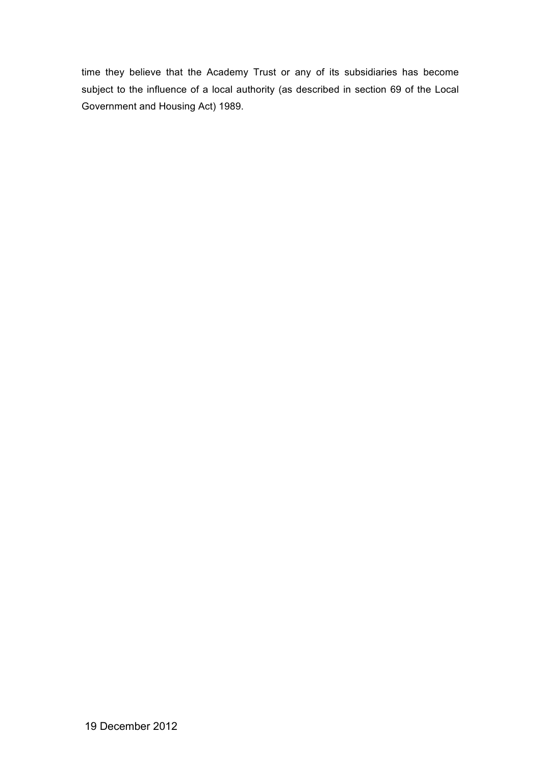time they believe that the Academy Trust or any of its subsidiaries has become subject to the influence of a local authority (as described in section 69 of the Local Government and Housing Act) 1989.

19 December 2012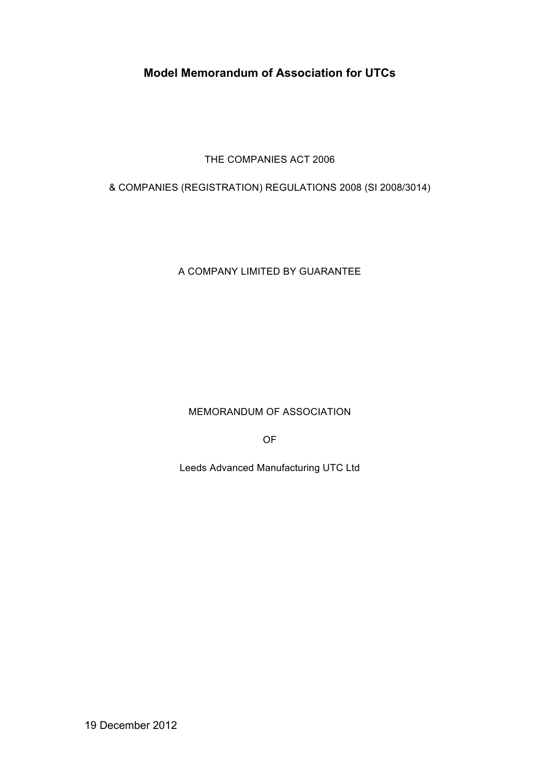# Model Memorandum of Association for UTCs

THE COMPANIES ACT 2006

& COMPANIES (REGISTRATION) REGULATIONS 2008 (SI 2008/3014)

A COMPANY LIMITED BY GUARANTEE

MEMORANDUM OF ASSOCIATION

OF

Leeds Advanced Manufacturing UTC Ltd

19 December 2012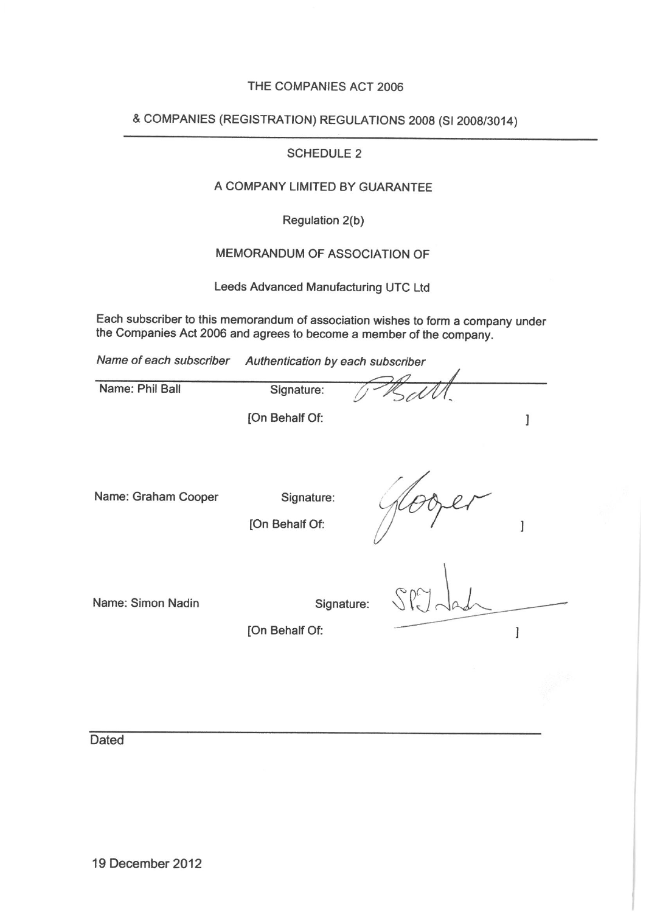THE COMPANIES ACT 2006

& COMPANIES (REGISTRATION) REGULATIONS 2008 (SI 2008/3014)

SCHEDULE 2

A COMPANY LIMITED BY GUARANTEE

Regulation 2(b)

MEMORANDUM OF ASSOCIATION OF

Leeds Advanced Manufacturing UTC Ltd

Each subscriber to this memorandum of association wishes to form a company under the Companies Act 2006 and agrees to become a member of the company.

| *Name of each subscriber* | *Authentication by each subscriber* |
| --- | --- |
| Name: Phil Ball | Signature: P Ball<br>[On Behalf Of: ] |
| Name: Graham Cooper | Signature: Cooper<br>[On Behalf Of: ] |
| Name: Simon Nadin | Signature: SPJ Nadin<br>[On Behalf Of: ] |

Dated

19 December 2012